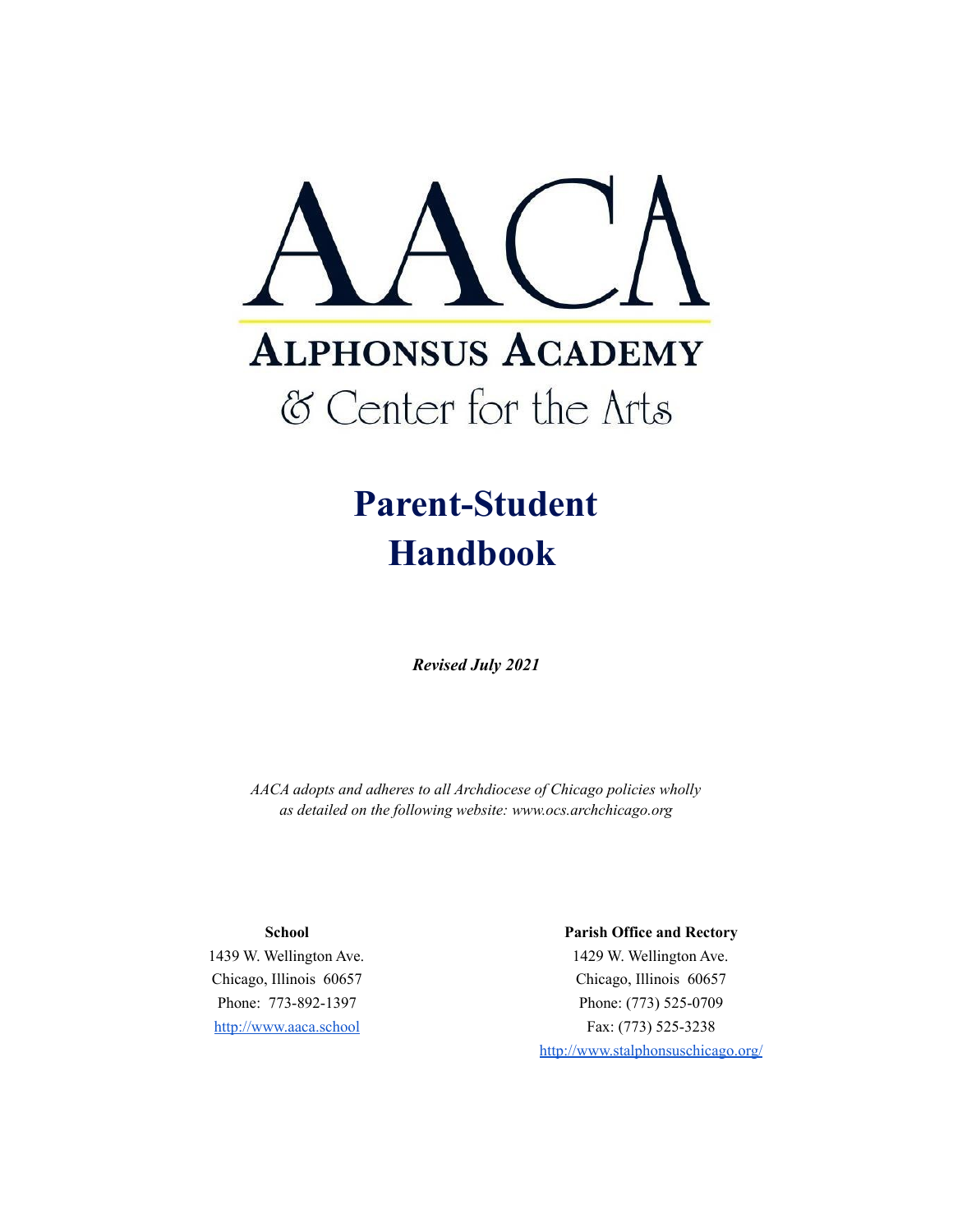# AACA

## Alphonsus Academy
## & Center for the Arts

# Parent-Student Handbook

***Revised July 2021***

*AACA adopts and adheres to all Archdiocese of Chicago policies wholly as detailed on the following website: www.ocs.archchicago.org*

**School**
1439 W. Wellington Ave.
Chicago, Illinois 60657
Phone: 773-892-1397
http://www.aaca.school

**Parish Office and Rectory**
1429 W. Wellington Ave.
Chicago, Illinois 60657
Phone: (773) 525-0709
Fax: (773) 525-3238
http://www.stalphonsuschicago.org/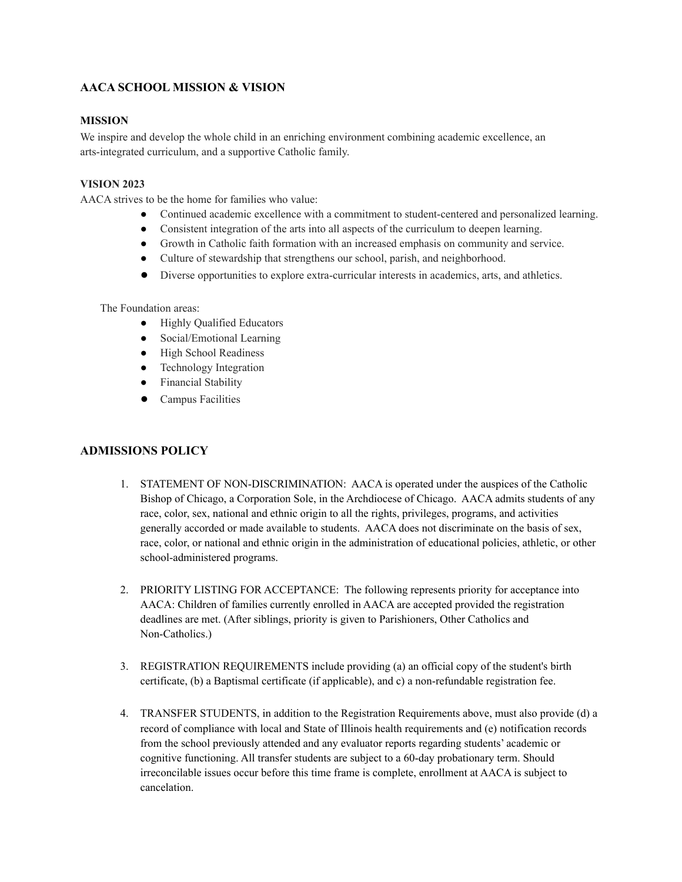## AACA SCHOOL MISSION & VISION

### MISSION

We inspire and develop the whole child in an enriching environment combining academic excellence, an arts-integrated curriculum, and a supportive Catholic family.

### VISION 2023

AACA strives to be the home for families who value:

- Continued academic excellence with a commitment to student-centered and personalized learning.
- Consistent integration of the arts into all aspects of the curriculum to deepen learning.
- Growth in Catholic faith formation with an increased emphasis on community and service.
- Culture of stewardship that strengthens our school, parish, and neighborhood.
- Diverse opportunities to explore extra-curricular interests in academics, arts, and athletics.

The Foundation areas:

- Highly Qualified Educators
- Social/Emotional Learning
- High School Readiness
- Technology Integration
- Financial Stability
- Campus Facilities

## ADMISSIONS POLICY

1. STATEMENT OF NON-DISCRIMINATION: AACA is operated under the auspices of the Catholic Bishop of Chicago, a Corporation Sole, in the Archdiocese of Chicago. AACA admits students of any race, color, sex, national and ethnic origin to all the rights, privileges, programs, and activities generally accorded or made available to students. AACA does not discriminate on the basis of sex, race, color, or national and ethnic origin in the administration of educational policies, athletic, or other school-administered programs.

2. PRIORITY LISTING FOR ACCEPTANCE: The following represents priority for acceptance into AACA: Children of families currently enrolled in AACA are accepted provided the registration deadlines are met. (After siblings, priority is given to Parishioners, Other Catholics and Non-Catholics.)

3. REGISTRATION REQUIREMENTS include providing (a) an official copy of the student's birth certificate, (b) a Baptismal certificate (if applicable), and c) a non-refundable registration fee.

4. TRANSFER STUDENTS, in addition to the Registration Requirements above, must also provide (d) a record of compliance with local and State of Illinois health requirements and (e) notification records from the school previously attended and any evaluator reports regarding students' academic or cognitive functioning. All transfer students are subject to a 60-day probationary term. Should irreconcilable issues occur before this time frame is complete, enrollment at AACA is subject to cancelation.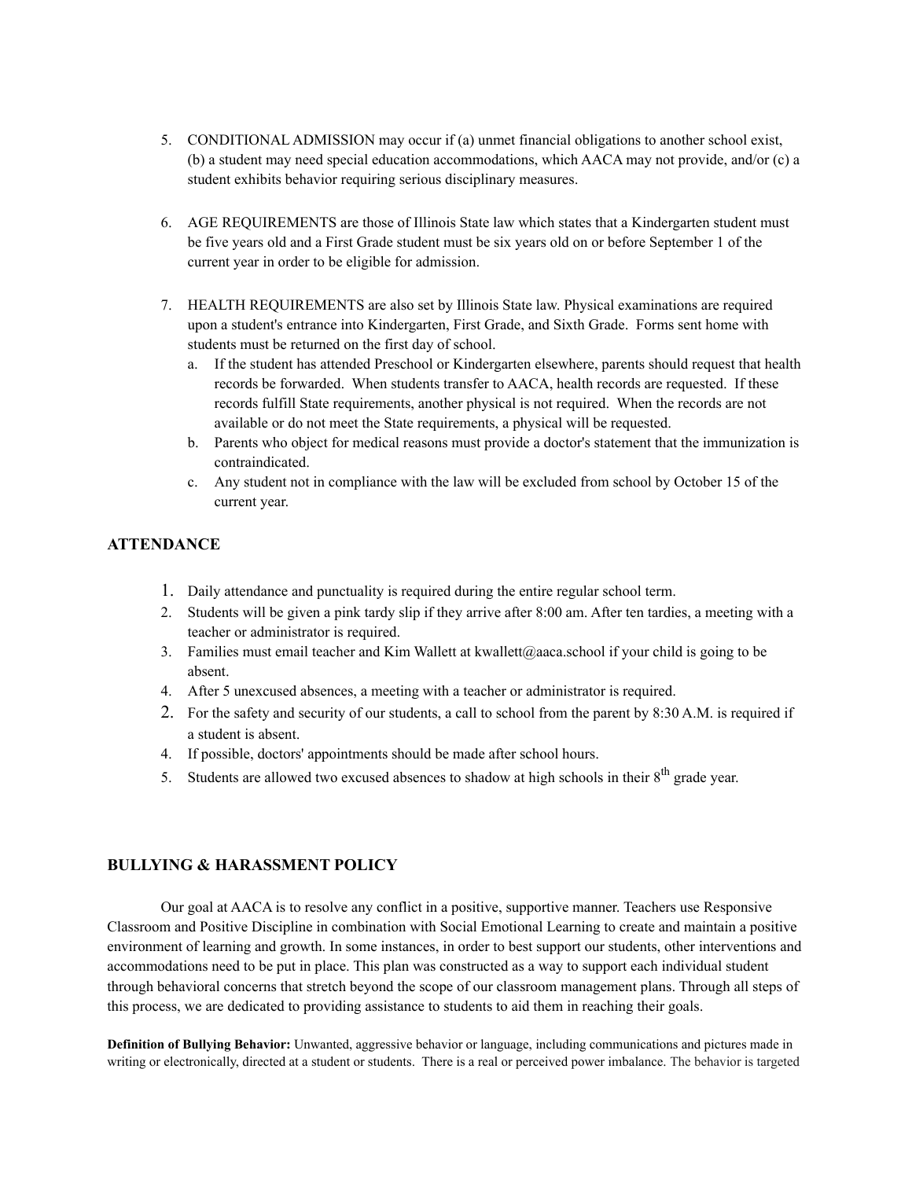5. CONDITIONAL ADMISSION may occur if (a) unmet financial obligations to another school exist, (b) a student may need special education accommodations, which AACA may not provide, and/or (c) a student exhibits behavior requiring serious disciplinary measures.

6. AGE REQUIREMENTS are those of Illinois State law which states that a Kindergarten student must be five years old and a First Grade student must be six years old on or before September 1 of the current year in order to be eligible for admission.

7. HEALTH REQUIREMENTS are also set by Illinois State law. Physical examinations are required upon a student's entrance into Kindergarten, First Grade, and Sixth Grade. Forms sent home with students must be returned on the first day of school.
   a. If the student has attended Preschool or Kindergarten elsewhere, parents should request that health records be forwarded. When students transfer to AACA, health records are requested. If these records fulfill State requirements, another physical is not required. When the records are not available or do not meet the State requirements, a physical will be requested.
   b. Parents who object for medical reasons must provide a doctor's statement that the immunization is contraindicated.
   c. Any student not in compliance with the law will be excluded from school by October 15 of the current year.

## ATTENDANCE

1. Daily attendance and punctuality is required during the entire regular school term.
2. Students will be given a pink tardy slip if they arrive after 8:00 am. After ten tardies, a meeting with a teacher or administrator is required.
3. Families must email teacher and Kim Wallett at kwallett@aaca.school if your child is going to be absent.
4. After 5 unexcused absences, a meeting with a teacher or administrator is required.
2. For the safety and security of our students, a call to school from the parent by 8:30 A.M. is required if a student is absent.
4. If possible, doctors' appointments should be made after school hours.
5. Students are allowed two excused absences to shadow at high schools in their 8th grade year.

## BULLYING & HARASSMENT POLICY

Our goal at AACA is to resolve any conflict in a positive, supportive manner. Teachers use Responsive Classroom and Positive Discipline in combination with Social Emotional Learning to create and maintain a positive environment of learning and growth. In some instances, in order to best support our students, other interventions and accommodations need to be put in place. This plan was constructed as a way to support each individual student through behavioral concerns that stretch beyond the scope of our classroom management plans. Through all steps of this process, we are dedicated to providing assistance to students to aid them in reaching their goals.

**Definition of Bullying Behavior:** Unwanted, aggressive behavior or language, including communications and pictures made in writing or electronically, directed at a student or students. There is a real or perceived power imbalance. The behavior is targeted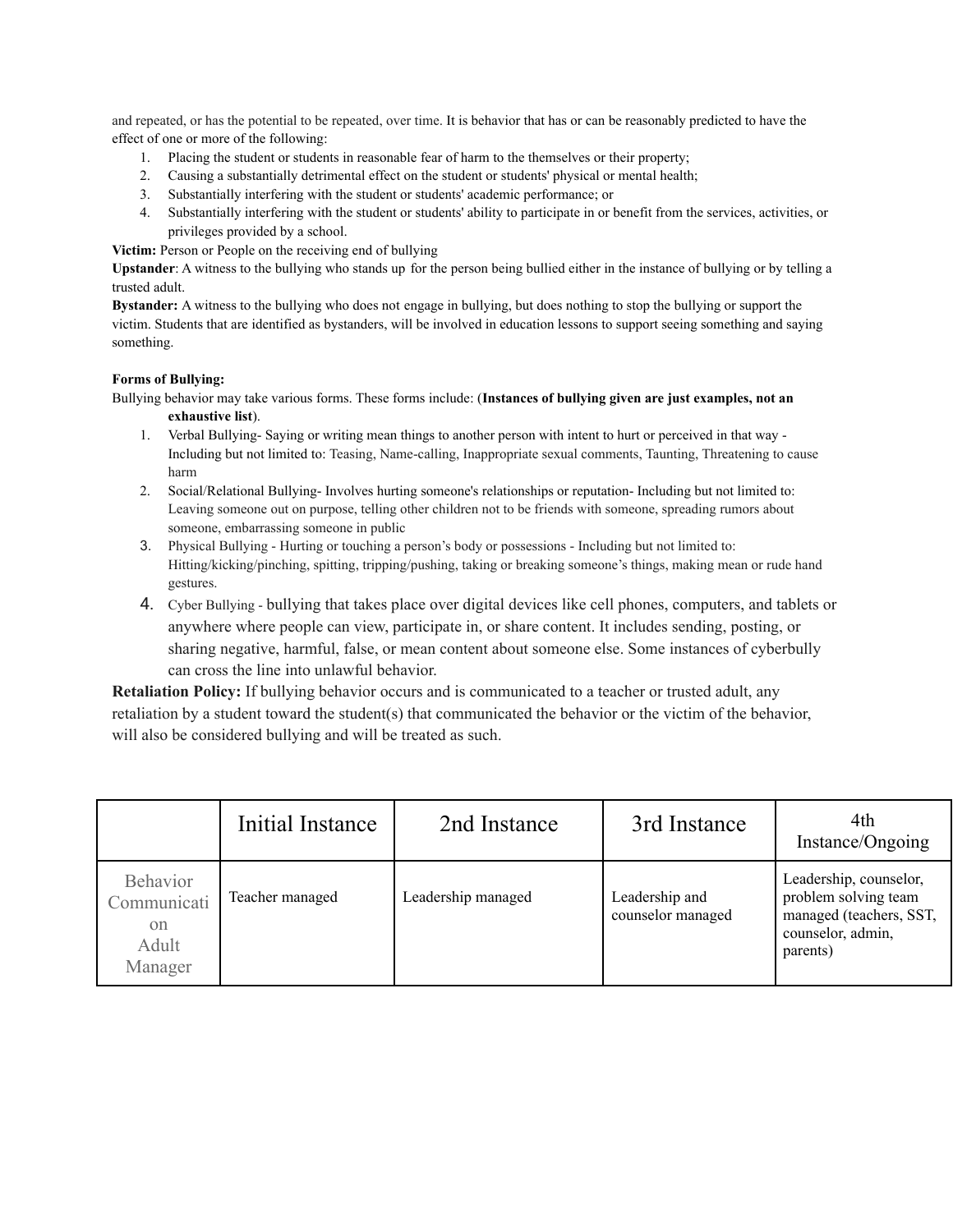and repeated, or has the potential to be repeated, over time. It is behavior that has or can be reasonably predicted to have the effect of one or more of the following:

1. Placing the student or students in reasonable fear of harm to the themselves or their property;
2. Causing a substantially detrimental effect on the student or students' physical or mental health;
3. Substantially interfering with the student or students' academic performance; or
4. Substantially interfering with the student or students' ability to participate in or benefit from the services, activities, or privileges provided by a school.

**Victim:** Person or People on the receiving end of bullying

**Upstander**: A witness to the bullying who stands up for the person being bullied either in the instance of bullying or by telling a trusted adult.

**Bystander:** A witness to the bullying who does not engage in bullying, but does nothing to stop the bullying or support the victim. Students that are identified as bystanders, will be involved in education lessons to support seeing something and saying something.

**Forms of Bullying:**

Bullying behavior may take various forms. These forms include: (**Instances of bullying given are just examples, not an exhaustive list**).

1. Verbal Bullying- Saying or writing mean things to another person with intent to hurt or perceived in that way - Including but not limited to: Teasing, Name-calling, Inappropriate sexual comments, Taunting, Threatening to cause harm
2. Social/Relational Bullying- Involves hurting someone's relationships or reputation- Including but not limited to: Leaving someone out on purpose, telling other children not to be friends with someone, spreading rumors about someone, embarrassing someone in public
3. Physical Bullying - Hurting or touching a person's body or possessions - Including but not limited to: Hitting/kicking/pinching, spitting, tripping/pushing, taking or breaking someone's things, making mean or rude hand gestures.
4. Cyber Bullying - bullying that takes place over digital devices like cell phones, computers, and tablets or anywhere where people can view, participate in, or share content. It includes sending, posting, or sharing negative, harmful, false, or mean content about someone else. Some instances of cyberbully can cross the line into unlawful behavior.

**Retaliation Policy:** If bullying behavior occurs and is communicated to a teacher or trusted adult, any retaliation by a student toward the student(s) that communicated the behavior or the victim of the behavior, will also be considered bullying and will be treated as such.

| | Initial Instance | 2nd Instance | 3rd Instance | 4th Instance/Ongoing |
|---|---|---|---|---|
| Behavior Communication Adult Manager | Teacher managed | Leadership managed | Leadership and counselor managed | Leadership, counselor, problem solving team managed (teachers, SST, counselor, admin, parents) |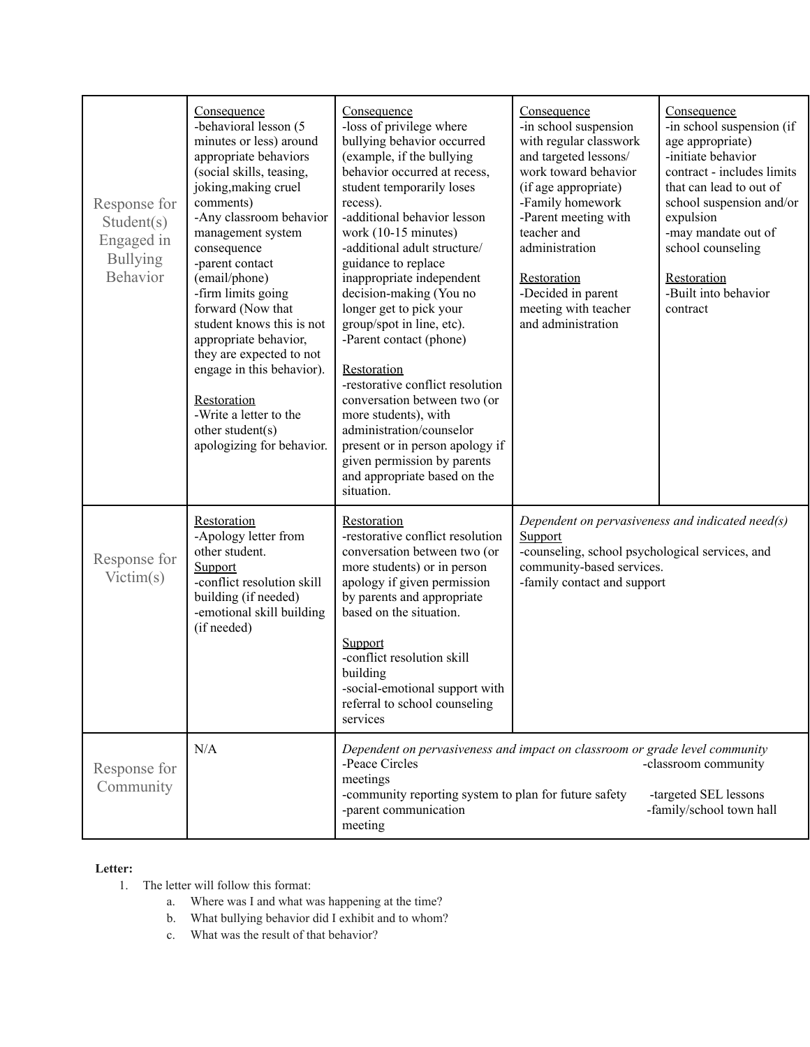| | | | | |
|---|---|---|---|---|
| Response for Student(s) Engaged in Bullying Behavior | Consequence<br>-behavioral lesson (5 minutes or less) around appropriate behaviors (social skills, teasing, joking,making cruel comments)<br>-Any classroom behavior management system consequence<br>-parent contact (email/phone)<br>-firm limits going forward (Now that student knows this is not appropriate behavior, they are expected to not engage in this behavior).<br><br>Restoration<br>-Write a letter to the other student(s) apologizing for behavior. | Consequence<br>-loss of privilege where bullying behavior occurred (example, if the bullying behavior occurred at recess, student temporarily loses recess).<br>-additional behavior lesson work (10-15 minutes)<br>-additional adult structure/ guidance to replace inappropriate independent decision-making (You no longer get to pick your group/spot in line, etc).<br>-Parent contact (phone)<br><br>Restoration<br>-restorative conflict resolution conversation between two (or more students), with administration/counselor present or in person apology if given permission by parents and appropriate based on the situation. | Consequence<br>-in school suspension with regular classwork and targeted lessons/ work toward behavior (if age appropriate)<br>-Family homework<br>-Parent meeting with teacher and administration<br><br>Restoration<br>-Decided in parent meeting with teacher and administration | Consequence<br>-in school suspension (if age appropriate)<br>-initiate behavior contract - includes limits that can lead to out of school suspension and/or expulsion<br>-may mandate out of school counseling<br><br>Restoration<br>-Built into behavior contract |
| Response for Victim(s) | Restoration<br>-Apology letter from other student.<br>Support<br>-conflict resolution skill building (if needed)<br>-emotional skill building (if needed) | Restoration<br>-restorative conflict resolution conversation between two (or more students) or in person apology if given permission by parents and appropriate based on the situation.<br><br>Support<br>-conflict resolution skill building<br>-social-emotional support with referral to school counseling services | *Dependent on pervasiveness and indicated need(s)*<br>Support<br>-counseling, school psychological services, and community-based services.<br>-family contact and support | |
| Response for Community | N/A | *Dependent on pervasiveness and impact on classroom or grade level community*<br>-Peace Circles<br>-classroom community meetings<br>-community reporting system to plan for future safety<br>-targeted SEL lessons<br>-parent communication<br>-family/school town hall meeting | | |

**Letter:**

1. The letter will follow this format:
   a. Where was I and what was happening at the time?
   b. What bullying behavior did I exhibit and to whom?
   c. What was the result of that behavior?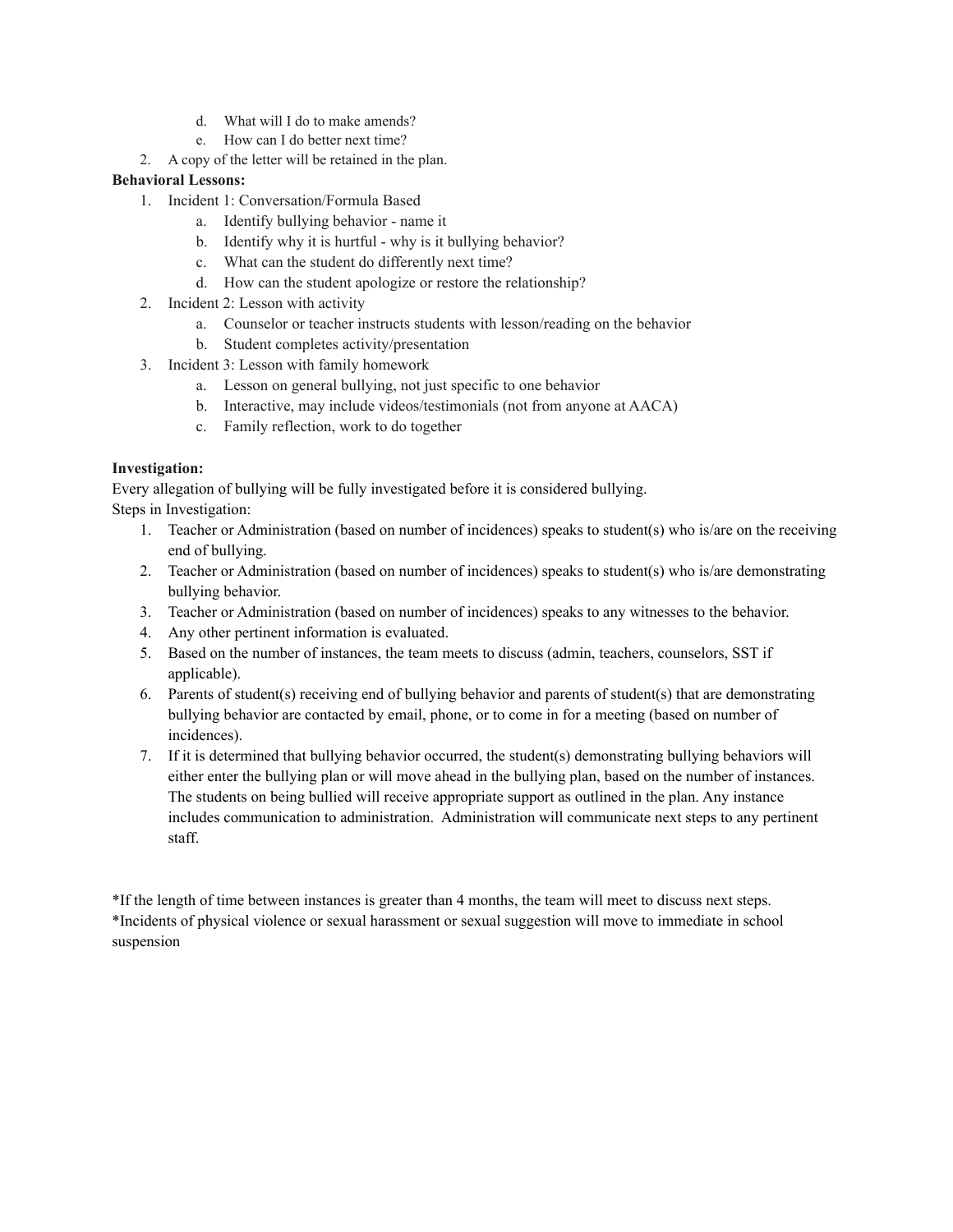d. What will I do to make amends?
   e. How can I do better next time?
2. A copy of the letter will be retained in the plan.

**Behavioral Lessons:**

1. Incident 1: Conversation/Formula Based
   a. Identify bullying behavior - name it
   b. Identify why it is hurtful - why is it bullying behavior?
   c. What can the student do differently next time?
   d. How can the student apologize or restore the relationship?
2. Incident 2: Lesson with activity
   a. Counselor or teacher instructs students with lesson/reading on the behavior
   b. Student completes activity/presentation
3. Incident 3: Lesson with family homework
   a. Lesson on general bullying, not just specific to one behavior
   b. Interactive, may include videos/testimonials (not from anyone at AACA)
   c. Family reflection, work to do together

**Investigation:**

Every allegation of bullying will be fully investigated before it is considered bullying.
Steps in Investigation:

1. Teacher or Administration (based on number of incidences) speaks to student(s) who is/are on the receiving end of bullying.
2. Teacher or Administration (based on number of incidences) speaks to student(s) who is/are demonstrating bullying behavior.
3. Teacher or Administration (based on number of incidences) speaks to any witnesses to the behavior.
4. Any other pertinent information is evaluated.
5. Based on the number of instances, the team meets to discuss (admin, teachers, counselors, SST if applicable).
6. Parents of student(s) receiving end of bullying behavior and parents of student(s) that are demonstrating bullying behavior are contacted by email, phone, or to come in for a meeting (based on number of incidences).
7. If it is determined that bullying behavior occurred, the student(s) demonstrating bullying behaviors will either enter the bullying plan or will move ahead in the bullying plan, based on the number of instances. The students on being bullied will receive appropriate support as outlined in the plan. Any instance includes communication to administration. Administration will communicate next steps to any pertinent staff.

*If the length of time between instances is greater than 4 months, the team will meet to discuss next steps.
*Incidents of physical violence or sexual harassment or sexual suggestion will move to immediate in school suspension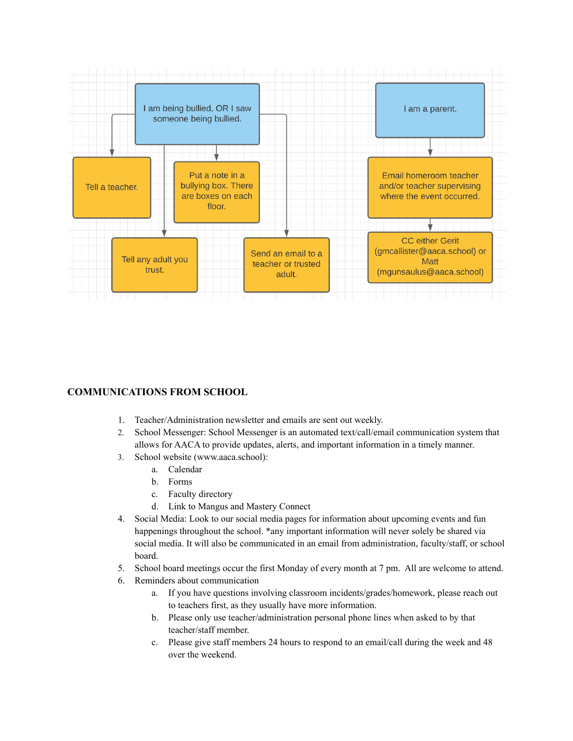I am being bullied, OR I saw someone being bullied.

- Tell a teacher.
- Put a note in a bullying box. There are boxes on each floor.
- Tell any adult you trust.
- Send an email to a teacher or trusted adult.

I am a parent.

- Email homeroom teacher and/or teacher supervising where the event occurred.
- CC either Gerit (gmcallister@aaca.school) or Matt (mgunsaulus@aaca.school)

## COMMUNICATIONS FROM SCHOOL

1. Teacher/Administration newsletter and emails are sent out weekly.
2. School Messenger: School Messenger is an automated text/call/email communication system that allows for AACA to provide updates, alerts, and important information in a timely manner.
3. School website (www.aaca.school):
   a. Calendar
   b. Forms
   c. Faculty directory
   d. Link to Mangus and Mastery Connect
4. Social Media: Look to our social media pages for information about upcoming events and fun happenings throughout the school. *any important information will never solely be shared via social media. It will also be communicated in an email from administration, faculty/staff, or school board.
5. School board meetings occur the first Monday of every month at 7 pm. All are welcome to attend.
6. Reminders about communication
   a. If you have questions involving classroom incidents/grades/homework, please reach out to teachers first, as they usually have more information.
   b. Please only use teacher/administration personal phone lines when asked to by that teacher/staff member.
   c. Please give staff members 24 hours to respond to an email/call during the week and 48 over the weekend.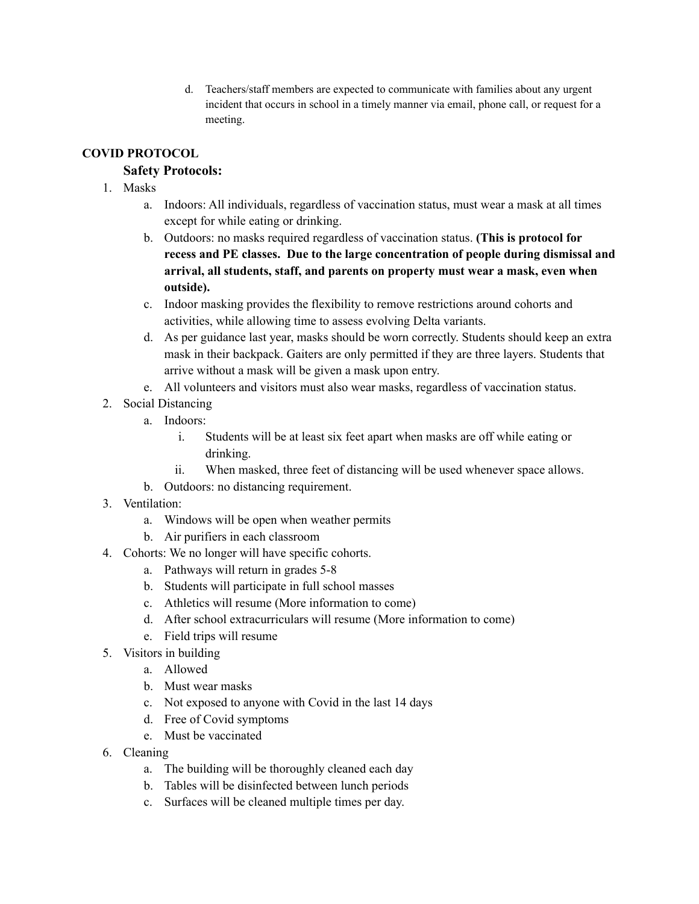d. Teachers/staff members are expected to communicate with families about any urgent incident that occurs in school in a timely manner via email, phone call, or request for a meeting.

## COVID PROTOCOL

### Safety Protocols:

1. Masks
   a. Indoors: All individuals, regardless of vaccination status, must wear a mask at all times except for while eating or drinking.
   b. Outdoors: no masks required regardless of vaccination status. **(This is protocol for recess and PE classes. Due to the large concentration of people during dismissal and arrival, all students, staff, and parents on property must wear a mask, even when outside).**
   c. Indoor masking provides the flexibility to remove restrictions around cohorts and activities, while allowing time to assess evolving Delta variants.
   d. As per guidance last year, masks should be worn correctly. Students should keep an extra mask in their backpack. Gaiters are only permitted if they are three layers. Students that arrive without a mask will be given a mask upon entry.
   e. All volunteers and visitors must also wear masks, regardless of vaccination status.
2. Social Distancing
   a. Indoors:
      i. Students will be at least six feet apart when masks are off while eating or drinking.
      ii. When masked, three feet of distancing will be used whenever space allows.
   b. Outdoors: no distancing requirement.
3. Ventilation:
   a. Windows will be open when weather permits
   b. Air purifiers in each classroom
4. Cohorts: We no longer will have specific cohorts.
   a. Pathways will return in grades 5-8
   b. Students will participate in full school masses
   c. Athletics will resume (More information to come)
   d. After school extracurriculars will resume (More information to come)
   e. Field trips will resume
5. Visitors in building
   a. Allowed
   b. Must wear masks
   c. Not exposed to anyone with Covid in the last 14 days
   d. Free of Covid symptoms
   e. Must be vaccinated
6. Cleaning
   a. The building will be thoroughly cleaned each day
   b. Tables will be disinfected between lunch periods
   c. Surfaces will be cleaned multiple times per day.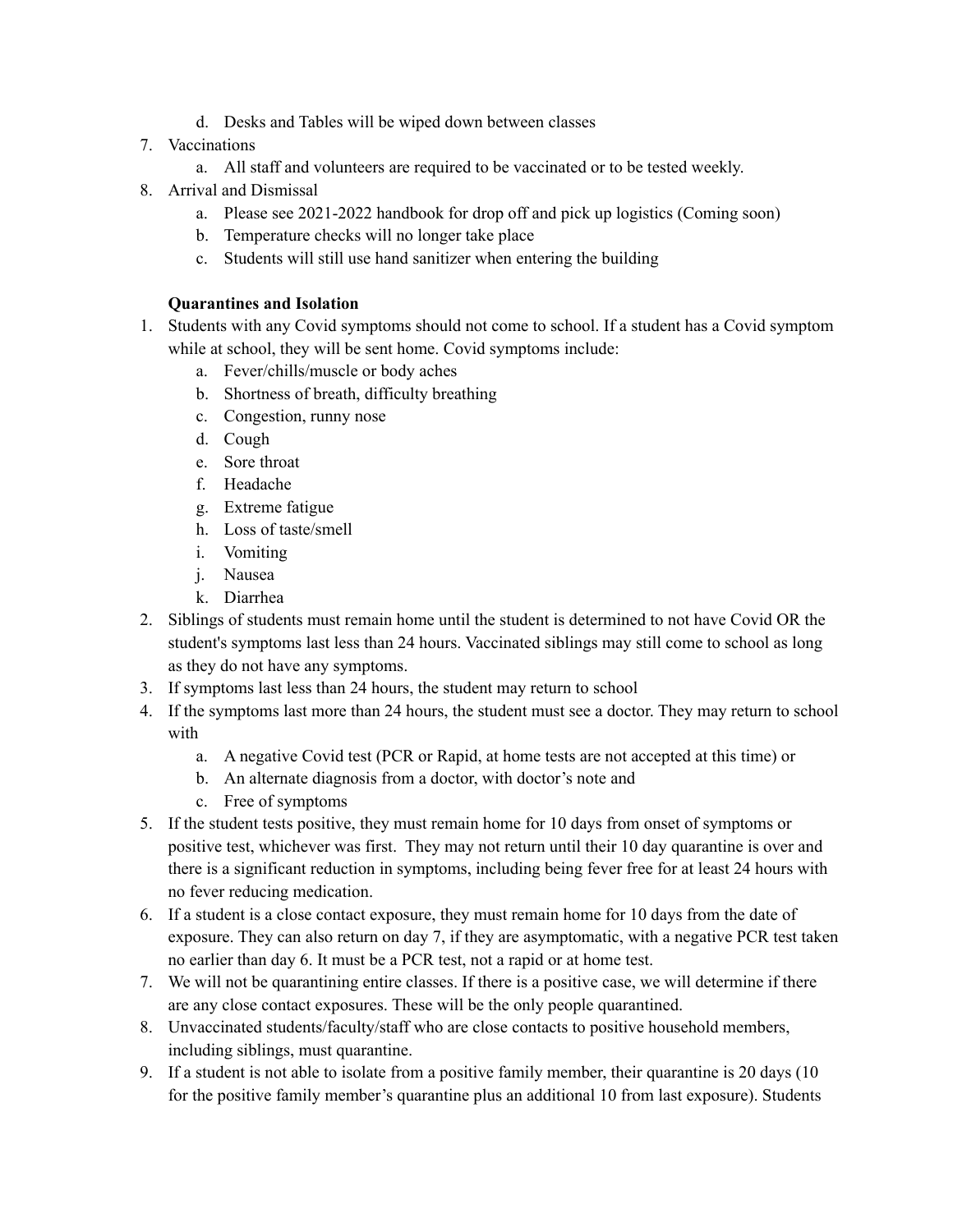d. Desks and Tables will be wiped down between classes

7. Vaccinations
   a. All staff and volunteers are required to be vaccinated or to be tested weekly.
8. Arrival and Dismissal
   a. Please see 2021-2022 handbook for drop off and pick up logistics (Coming soon)
   b. Temperature checks will no longer take place
   c. Students will still use hand sanitizer when entering the building

**Quarantines and Isolation**

1. Students with any Covid symptoms should not come to school. If a student has a Covid symptom while at school, they will be sent home. Covid symptoms include:
   a. Fever/chills/muscle or body aches
   b. Shortness of breath, difficulty breathing
   c. Congestion, runny nose
   d. Cough
   e. Sore throat
   f. Headache
   g. Extreme fatigue
   h. Loss of taste/smell
   i. Vomiting
   j. Nausea
   k. Diarrhea
2. Siblings of students must remain home until the student is determined to not have Covid OR the student's symptoms last less than 24 hours. Vaccinated siblings may still come to school as long as they do not have any symptoms.
3. If symptoms last less than 24 hours, the student may return to school
4. If the symptoms last more than 24 hours, the student must see a doctor. They may return to school with
   a. A negative Covid test (PCR or Rapid, at home tests are not accepted at this time) or
   b. An alternate diagnosis from a doctor, with doctor's note and
   c. Free of symptoms
5. If the student tests positive, they must remain home for 10 days from onset of symptoms or positive test, whichever was first. They may not return until their 10 day quarantine is over and there is a significant reduction in symptoms, including being fever free for at least 24 hours with no fever reducing medication.
6. If a student is a close contact exposure, they must remain home for 10 days from the date of exposure. They can also return on day 7, if they are asymptomatic, with a negative PCR test taken no earlier than day 6. It must be a PCR test, not a rapid or at home test.
7. We will not be quarantining entire classes. If there is a positive case, we will determine if there are any close contact exposures. These will be the only people quarantined.
8. Unvaccinated students/faculty/staff who are close contacts to positive household members, including siblings, must quarantine.
9. If a student is not able to isolate from a positive family member, their quarantine is 20 days (10 for the positive family member's quarantine plus an additional 10 from last exposure). Students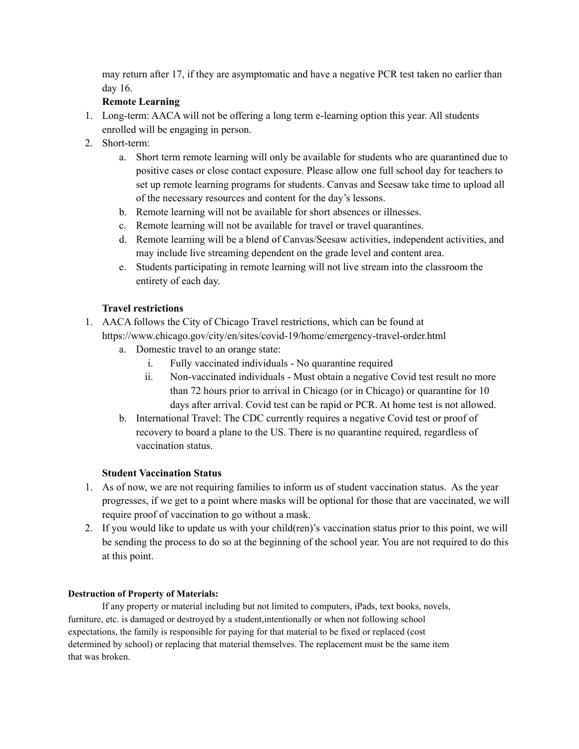may return after 17, if they are asymptomatic and have a negative PCR test taken no earlier than day 16.

**Remote Learning**

1. Long-term: AACA will not be offering a long term e-learning option this year. All students enrolled will be engaging in person.
2. Short-term:
   a. Short term remote learning will only be available for students who are quarantined due to positive cases or close contact exposure. Please allow one full school day for teachers to set up remote learning programs for students. Canvas and Seesaw take time to upload all of the necessary resources and content for the day's lessons.
   b. Remote learning will not be available for short absences or illnesses.
   c. Remote learning will not be available for travel or travel quarantines.
   d. Remote learning will be a blend of Canvas/Seesaw activities, independent activities, and may include live streaming dependent on the grade level and content area.
   e. Students participating in remote learning will not live stream into the classroom the entirety of each day.

**Travel restrictions**

1. AACA follows the City of Chicago Travel restrictions, which can be found at https://www.chicago.gov/city/en/sites/covid-19/home/emergency-travel-order.html
   a. Domestic travel to an orange state:
      i. Fully vaccinated individuals - No quarantine required
      ii. Non-vaccinated individuals - Must obtain a negative Covid test result no more than 72 hours prior to arrival in Chicago (or in Chicago) or quarantine for 10 days after arrival. Covid test can be rapid or PCR. At home test is not allowed.
   b. International Travel: The CDC currently requires a negative Covid test or proof of recovery to board a plane to the US. There is no quarantine required, regardless of vaccination status.

**Student Vaccination Status**

1. As of now, we are not requiring families to inform us of student vaccination status. As the year progresses, if we get to a point where masks will be optional for those that are vaccinated, we will require proof of vaccination to go without a mask.
2. If you would like to update us with your child(ren)'s vaccination status prior to this point, we will be sending the process to do so at the beginning of the school year. You are not required to do this at this point.

**Destruction of Property of Materials:**

If any property or material including but not limited to computers, iPads, text books, novels, furniture, etc. is damaged or destroyed by a student,intentionally or when not following school expectations, the family is responsible for paying for that material to be fixed or replaced (cost determined by school) or replacing that material themselves. The replacement must be the same item that was broken.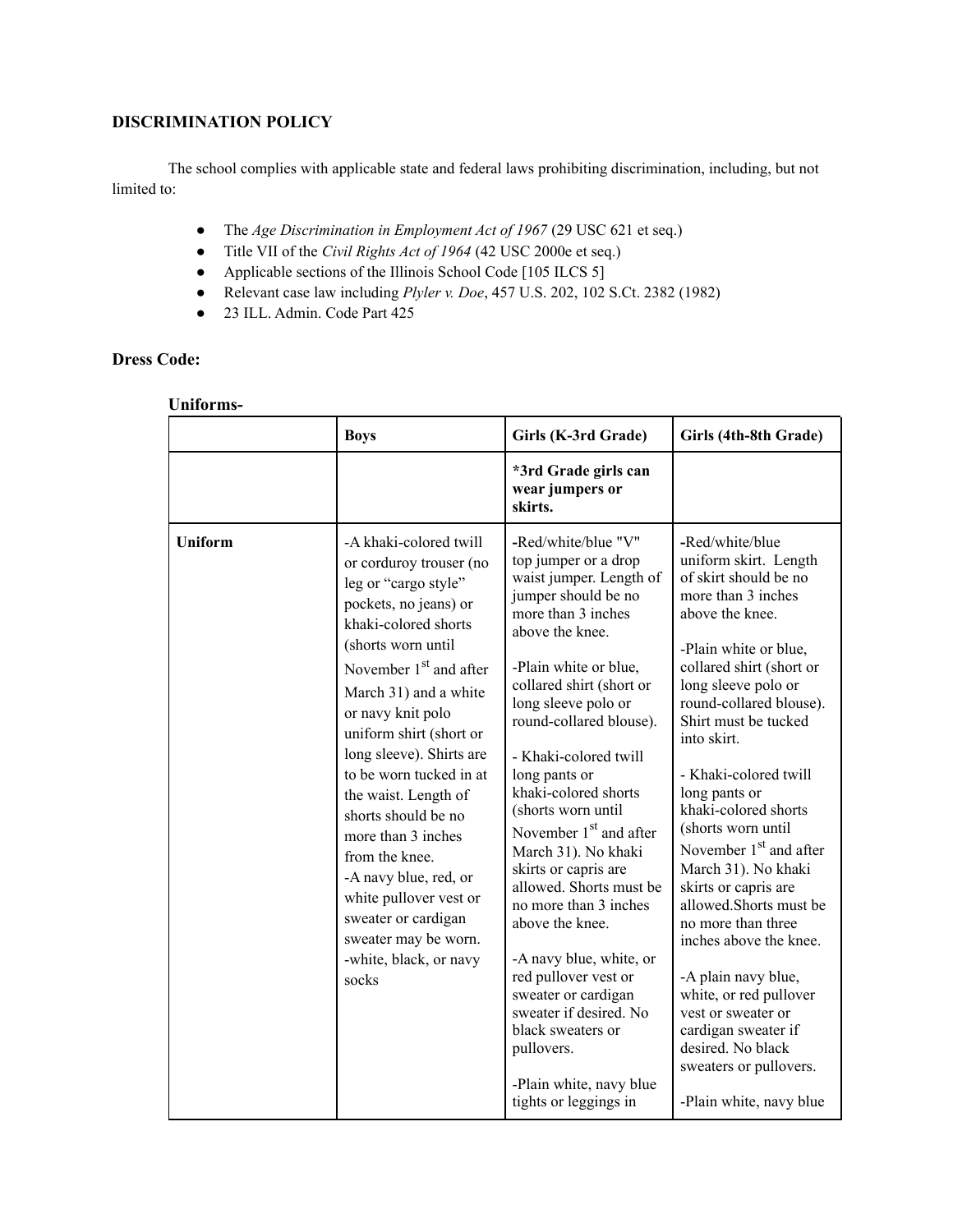**DISCRIMINATION POLICY**

The school complies with applicable state and federal laws prohibiting discrimination, including, but not limited to:

- The *Age Discrimination in Employment Act of 1967* (29 USC 621 et seq.)
- Title VII of the *Civil Rights Act of 1964* (42 USC 2000e et seq.)
- Applicable sections of the Illinois School Code [105 ILCS 5]
- Relevant case law including *Plyler v. Doe*, 457 U.S. 202, 102 S.Ct. 2382 (1982)
- 23 ILL. Admin. Code Part 425

**Dress Code:**

**Uniforms-**

| | **Boys** | **Girls (K-3rd Grade)** | **Girls (4th-8th Grade)** |
|---|---|---|---|
| | | **\*3rd Grade girls can wear jumpers or skirts.** | |
| **Uniform** | -A khaki-colored twill or corduroy trouser (no leg or "cargo style" pockets, no jeans) or khaki-colored shorts (shorts worn until November 1st and after March 31) and a white or navy knit polo uniform shirt (short or long sleeve). Shirts are to be worn tucked in at the waist. Length of shorts should be no more than 3 inches from the knee.<br>-A navy blue, red, or white pullover vest or sweater or cardigan sweater may be worn.<br>-white, black, or navy socks | -Red/white/blue "V" top jumper or a drop waist jumper. Length of jumper should be no more than 3 inches above the knee.<br><br>-Plain white or blue, collared shirt (short or long sleeve polo or round-collared blouse).<br><br>- Khaki-colored twill long pants or khaki-colored shorts (shorts worn until November 1st and after March 31). No khaki skirts or capris are allowed. Shorts must be no more than 3 inches above the knee.<br><br>-A navy blue, white, or red pullover vest or sweater or cardigan sweater if desired. No black sweaters or pullovers.<br><br>-Plain white, navy blue tights or leggings in | -Red/white/blue uniform skirt. Length of skirt should be no more than 3 inches above the knee.<br><br>-Plain white or blue, collared shirt (short or long sleeve polo or round-collared blouse). Shirt must be tucked into skirt.<br><br>- Khaki-colored twill long pants or khaki-colored shorts (shorts worn until November 1st and after March 31). No khaki skirts or capris are allowed.Shorts must be no more than three inches above the knee.<br><br>-A plain navy blue, white, or red pullover vest or sweater or cardigan sweater if desired. No black sweaters or pullovers.<br><br>-Plain white, navy blue |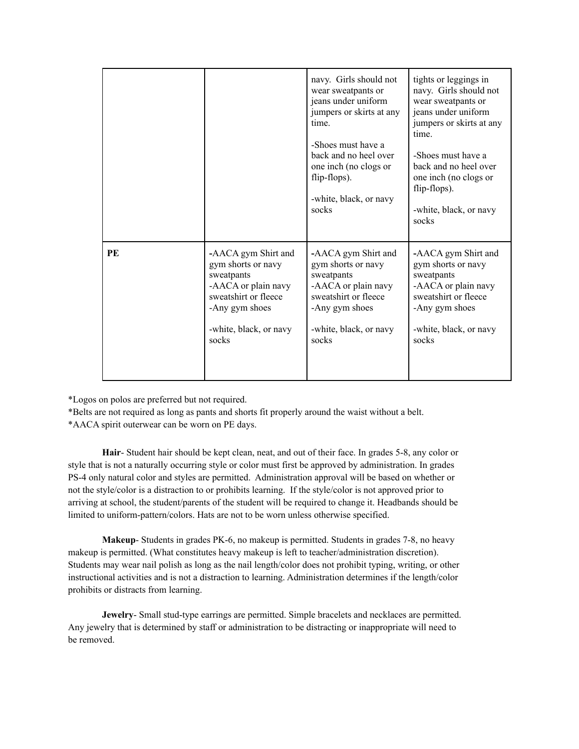| | | | |
|---|---|---|---|
| | | navy. Girls should not wear sweatpants or jeans under uniform jumpers or skirts at any time.<br><br>-Shoes must have a back and no heel over one inch (no clogs or flip-flops).<br><br>-white, black, or navy socks | tights or leggings in navy. Girls should not wear sweatpants or jeans under uniform jumpers or skirts at any time.<br><br>-Shoes must have a back and no heel over one inch (no clogs or flip-flops).<br><br>-white, black, or navy socks |
| **PE** | -AACA gym Shirt and gym shorts or navy sweatpants<br>-AACA or plain navy sweatshirt or fleece<br>-Any gym shoes<br><br>-white, black, or navy socks | -AACA gym Shirt and gym shorts or navy sweatpants<br>-AACA or plain navy sweatshirt or fleece<br>-Any gym shoes<br><br>-white, black, or navy socks | -AACA gym Shirt and gym shorts or navy sweatpants<br>-AACA or plain navy sweatshirt or fleece<br>-Any gym shoes<br><br>-white, black, or navy socks |

*Logos on polos are preferred but not required.
*Belts are not required as long as pants and shorts fit properly around the waist without a belt.
*AACA spirit outerwear can be worn on PE days.

**Hair**- Student hair should be kept clean, neat, and out of their face. In grades 5-8, any color or style that is not a naturally occurring style or color must first be approved by administration. In grades PS-4 only natural color and styles are permitted. Administration approval will be based on whether or not the style/color is a distraction to or prohibits learning. If the style/color is not approved prior to arriving at school, the student/parents of the student will be required to change it. Headbands should be limited to uniform-pattern/colors. Hats are not to be worn unless otherwise specified.

**Makeup**- Students in grades PK-6, no makeup is permitted. Students in grades 7-8, no heavy makeup is permitted. (What constitutes heavy makeup is left to teacher/administration discretion). Students may wear nail polish as long as the nail length/color does not prohibit typing, writing, or other instructional activities and is not a distraction to learning. Administration determines if the length/color prohibits or distracts from learning.

**Jewelry**- Small stud-type earrings are permitted. Simple bracelets and necklaces are permitted. Any jewelry that is determined by staff or administration to be distracting or inappropriate will need to be removed.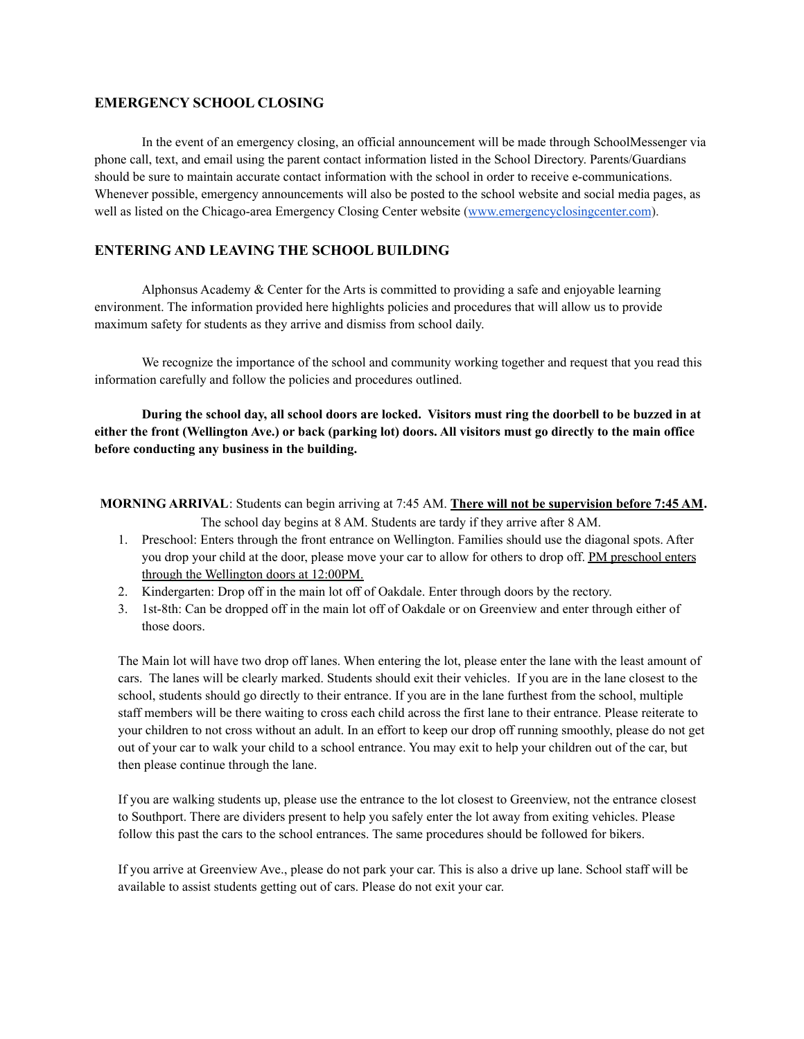## EMERGENCY SCHOOL CLOSING

In the event of an emergency closing, an official announcement will be made through SchoolMessenger via phone call, text, and email using the parent contact information listed in the School Directory. Parents/Guardians should be sure to maintain accurate contact information with the school in order to receive e-communications. Whenever possible, emergency announcements will also be posted to the school website and social media pages, as well as listed on the Chicago-area Emergency Closing Center website ([www.emergencyclosingcenter.com](http://www.emergencyclosingcenter.com)).

## ENTERING AND LEAVING THE SCHOOL BUILDING

Alphonsus Academy & Center for the Arts is committed to providing a safe and enjoyable learning environment. The information provided here highlights policies and procedures that will allow us to provide maximum safety for students as they arrive and dismiss from school daily.

We recognize the importance of the school and community working together and request that you read this information carefully and follow the policies and procedures outlined.

**During the school day, all school doors are locked. Visitors must ring the doorbell to be buzzed in at either the front (Wellington Ave.) or back (parking lot) doors. All visitors must go directly to the main office before conducting any business in the building.**

**MORNING ARRIVAL**: Students can begin arriving at 7:45 AM. **<u>There will not be supervision before 7:45 AM</u>.** The school day begins at 8 AM. Students are tardy if they arrive after 8 AM.

1. Preschool: Enters through the front entrance on Wellington. Families should use the diagonal spots. After you drop your child at the door, please move your car to allow for others to drop off. <u>PM preschool enters through the Wellington doors at 12:00PM.</u>
2. Kindergarten: Drop off in the main lot off of Oakdale. Enter through doors by the rectory.
3. 1st-8th: Can be dropped off in the main lot off of Oakdale or on Greenview and enter through either of those doors.

The Main lot will have two drop off lanes. When entering the lot, please enter the lane with the least amount of cars. The lanes will be clearly marked. Students should exit their vehicles. If you are in the lane closest to the school, students should go directly to their entrance. If you are in the lane furthest from the school, multiple staff members will be there waiting to cross each child across the first lane to their entrance. Please reiterate to your children to not cross without an adult. In an effort to keep our drop off running smoothly, please do not get out of your car to walk your child to a school entrance. You may exit to help your children out of the car, but then please continue through the lane.

If you are walking students up, please use the entrance to the lot closest to Greenview, not the entrance closest to Southport. There are dividers present to help you safely enter the lot away from exiting vehicles. Please follow this past the cars to the school entrances. The same procedures should be followed for bikers.

If you arrive at Greenview Ave., please do not park your car. This is also a drive up lane. School staff will be available to assist students getting out of cars. Please do not exit your car.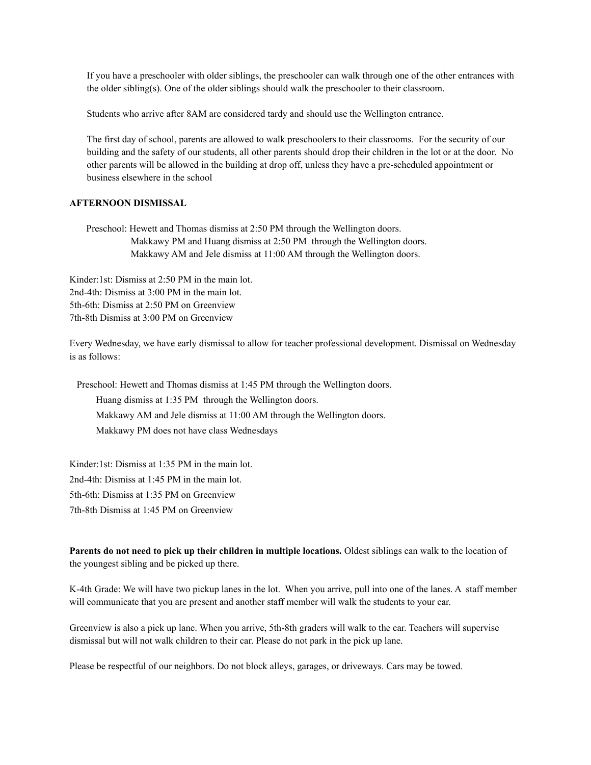If you have a preschooler with older siblings, the preschooler can walk through one of the other entrances with the older sibling(s). One of the older siblings should walk the preschooler to their classroom.

Students who arrive after 8AM are considered tardy and should use the Wellington entrance.

The first day of school, parents are allowed to walk preschoolers to their classrooms. For the security of our building and the safety of our students, all other parents should drop their children in the lot or at the door. No other parents will be allowed in the building at drop off, unless they have a pre-scheduled appointment or business elsewhere in the school

**AFTERNOON DISMISSAL**

Preschool: Hewett and Thomas dismiss at 2:50 PM through the Wellington doors.
Makkawy PM and Huang dismiss at 2:50 PM through the Wellington doors.
Makkawy AM and Jele dismiss at 11:00 AM through the Wellington doors.

Kinder:1st: Dismiss at 2:50 PM in the main lot.
2nd-4th: Dismiss at 3:00 PM in the main lot.
5th-6th: Dismiss at 2:50 PM on Greenview
7th-8th Dismiss at 3:00 PM on Greenview

Every Wednesday, we have early dismissal to allow for teacher professional development. Dismissal on Wednesday is as follows:

Preschool: Hewett and Thomas dismiss at 1:45 PM through the Wellington doors.
Huang dismiss at 1:35 PM through the Wellington doors.
Makkawy AM and Jele dismiss at 11:00 AM through the Wellington doors.
Makkawy PM does not have class Wednesdays

Kinder:1st: Dismiss at 1:35 PM in the main lot.
2nd-4th: Dismiss at 1:45 PM in the main lot.
5th-6th: Dismiss at 1:35 PM on Greenview
7th-8th Dismiss at 1:45 PM on Greenview

**Parents do not need to pick up their children in multiple locations.** Oldest siblings can walk to the location of the youngest sibling and be picked up there.

K-4th Grade: We will have two pickup lanes in the lot. When you arrive, pull into one of the lanes. A staff member will communicate that you are present and another staff member will walk the students to your car.

Greenview is also a pick up lane. When you arrive, 5th-8th graders will walk to the car. Teachers will supervise dismissal but will not walk children to their car. Please do not park in the pick up lane.

Please be respectful of our neighbors. Do not block alleys, garages, or driveways. Cars may be towed.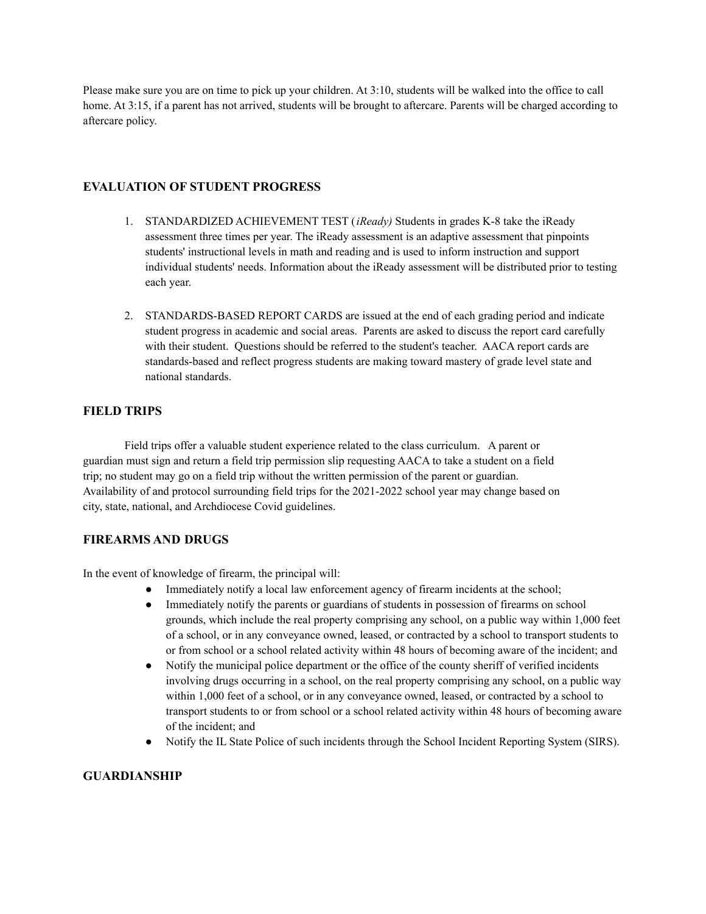Please make sure you are on time to pick up your children. At 3:10, students will be walked into the office to call home. At 3:15, if a parent has not arrived, students will be brought to aftercare. Parents will be charged according to aftercare policy.

## EVALUATION OF STUDENT PROGRESS

1. STANDARDIZED ACHIEVEMENT TEST (*iReady)* Students in grades K-8 take the iReady assessment three times per year. The iReady assessment is an adaptive assessment that pinpoints students' instructional levels in math and reading and is used to inform instruction and support individual students' needs. Information about the iReady assessment will be distributed prior to testing each year.

2. STANDARDS-BASED REPORT CARDS are issued at the end of each grading period and indicate student progress in academic and social areas. Parents are asked to discuss the report card carefully with their student. Questions should be referred to the student's teacher. AACA report cards are standards-based and reflect progress students are making toward mastery of grade level state and national standards.

## FIELD TRIPS

Field trips offer a valuable student experience related to the class curriculum. A parent or guardian must sign and return a field trip permission slip requesting AACA to take a student on a field trip; no student may go on a field trip without the written permission of the parent or guardian. Availability of and protocol surrounding field trips for the 2021-2022 school year may change based on city, state, national, and Archdiocese Covid guidelines.

## FIREARMS AND DRUGS

In the event of knowledge of firearm, the principal will:

- Immediately notify a local law enforcement agency of firearm incidents at the school;
- Immediately notify the parents or guardians of students in possession of firearms on school grounds, which include the real property comprising any school, on a public way within 1,000 feet of a school, or in any conveyance owned, leased, or contracted by a school to transport students to or from school or a school related activity within 48 hours of becoming aware of the incident; and
- Notify the municipal police department or the office of the county sheriff of verified incidents involving drugs occurring in a school, on the real property comprising any school, on a public way within 1,000 feet of a school, or in any conveyance owned, leased, or contracted by a school to transport students to or from school or a school related activity within 48 hours of becoming aware of the incident; and
- Notify the IL State Police of such incidents through the School Incident Reporting System (SIRS).

## GUARDIANSHIP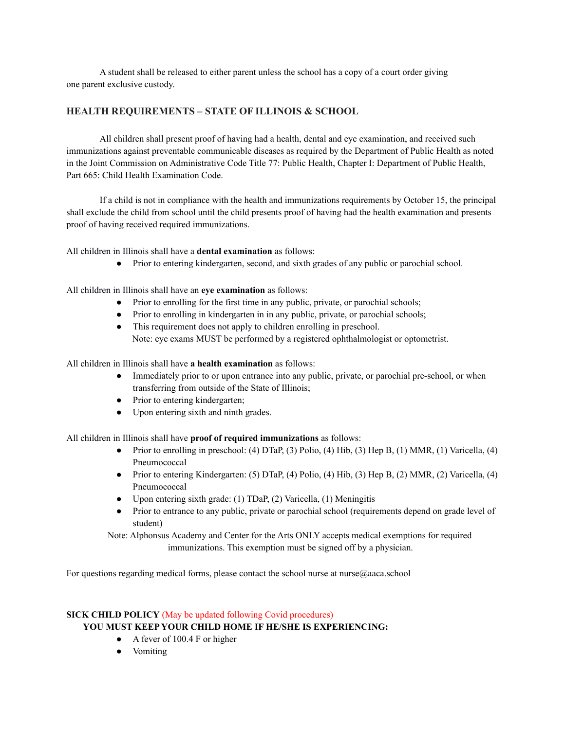A student shall be released to either parent unless the school has a copy of a court order giving one parent exclusive custody.

## HEALTH REQUIREMENTS – STATE OF ILLINOIS & SCHOOL

All children shall present proof of having had a health, dental and eye examination, and received such immunizations against preventable communicable diseases as required by the Department of Public Health as noted in the Joint Commission on Administrative Code Title 77: Public Health, Chapter I: Department of Public Health, Part 665: Child Health Examination Code.

If a child is not in compliance with the health and immunizations requirements by October 15, the principal shall exclude the child from school until the child presents proof of having had the health examination and presents proof of having received required immunizations.

All children in Illinois shall have a **dental examination** as follows:

- Prior to entering kindergarten, second, and sixth grades of any public or parochial school.

All children in Illinois shall have an **eye examination** as follows:

- Prior to enrolling for the first time in any public, private, or parochial schools;
- Prior to enrolling in kindergarten in in any public, private, or parochial schools;
- This requirement does not apply to children enrolling in preschool.
  Note: eye exams MUST be performed by a registered ophthalmologist or optometrist.

All children in Illinois shall have **a health examination** as follows:

- Immediately prior to or upon entrance into any public, private, or parochial pre-school, or when transferring from outside of the State of Illinois;
- Prior to entering kindergarten;
- Upon entering sixth and ninth grades.

All children in Illinois shall have **proof of required immunizations** as follows:

- Prior to enrolling in preschool: (4) DTaP, (3) Polio, (4) Hib, (3) Hep B, (1) MMR, (1) Varicella, (4) Pneumococcal
- Prior to entering Kindergarten: (5) DTaP, (4) Polio, (4) Hib, (3) Hep B, (2) MMR, (2) Varicella, (4) Pneumococcal
- Upon entering sixth grade: (1) TDaP, (2) Varicella, (1) Meningitis
- Prior to entrance to any public, private or parochial school (requirements depend on grade level of student)

Note: Alphonsus Academy and Center for the Arts ONLY accepts medical exemptions for required immunizations. This exemption must be signed off by a physician.

For questions regarding medical forms, please contact the school nurse at nurse@aaca.school

**SICK CHILD POLICY** (May be updated following Covid procedures)

**YOU MUST KEEP YOUR CHILD HOME IF HE/SHE IS EXPERIENCING:**

- A fever of 100.4 F or higher
- Vomiting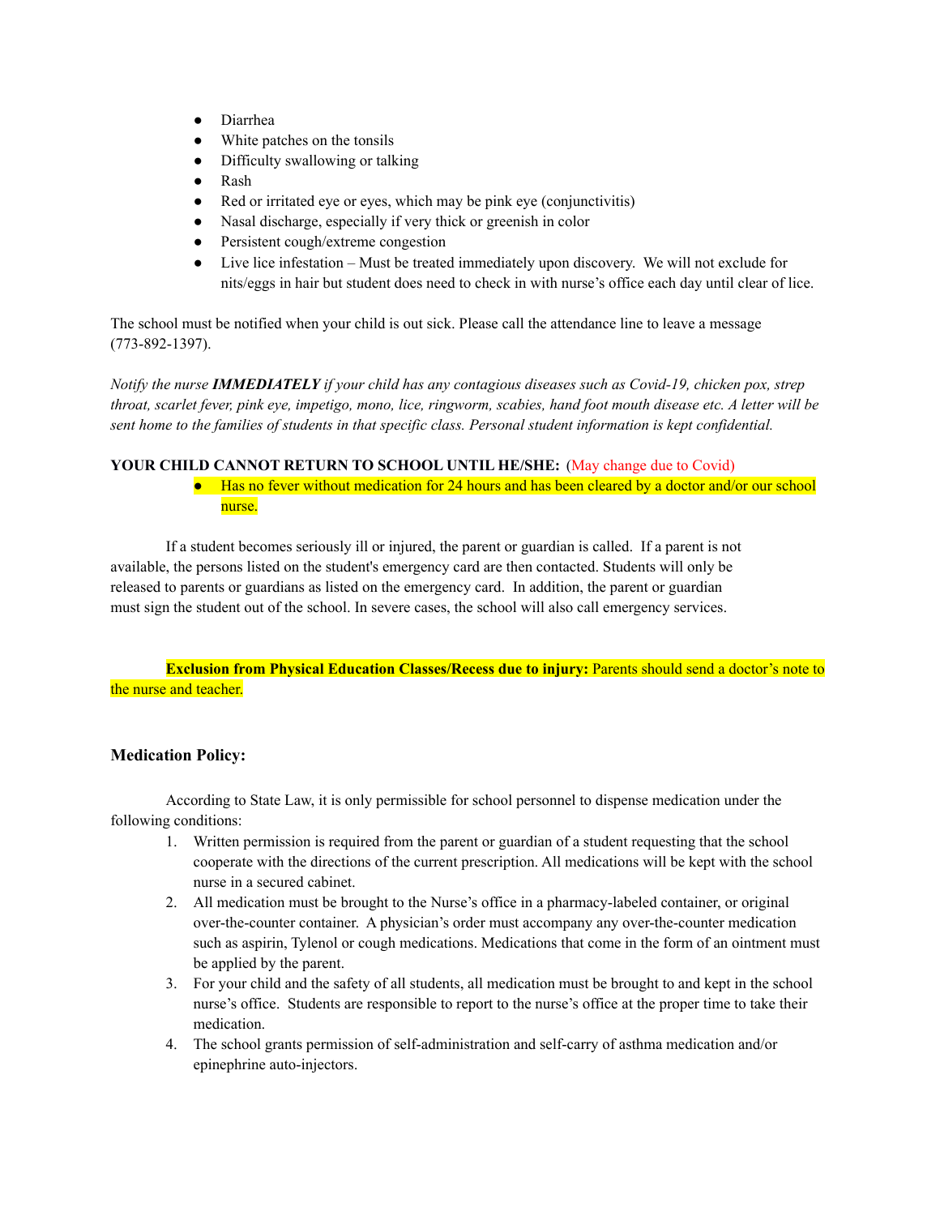- Diarrhea
- White patches on the tonsils
- Difficulty swallowing or talking
- Rash
- Red or irritated eye or eyes, which may be pink eye (conjunctivitis)
- Nasal discharge, especially if very thick or greenish in color
- Persistent cough/extreme congestion
- Live lice infestation – Must be treated immediately upon discovery. We will not exclude for nits/eggs in hair but student does need to check in with nurse's office each day until clear of lice.

The school must be notified when your child is out sick. Please call the attendance line to leave a message (773-892-1397).

*Notify the nurse **IMMEDIATELY** if your child has any contagious diseases such as Covid-19, chicken pox, strep throat, scarlet fever, pink eye, impetigo, mono, lice, ringworm, scabies, hand foot mouth disease etc. A letter will be sent home to the families of students in that specific class. Personal student information is kept confidential.*

**YOUR CHILD CANNOT RETURN TO SCHOOL UNTIL HE/SHE:** (May change due to Covid)

- Has no fever without medication for 24 hours and has been cleared by a doctor and/or our school nurse.

If a student becomes seriously ill or injured, the parent or guardian is called. If a parent is not available, the persons listed on the student's emergency card are then contacted. Students will only be released to parents or guardians as listed on the emergency card. In addition, the parent or guardian must sign the student out of the school. In severe cases, the school will also call emergency services.

**Exclusion from Physical Education Classes/Recess due to injury:** Parents should send a doctor's note to the nurse and teacher.

### Medication Policy:

According to State Law, it is only permissible for school personnel to dispense medication under the following conditions:

1. Written permission is required from the parent or guardian of a student requesting that the school cooperate with the directions of the current prescription. All medications will be kept with the school nurse in a secured cabinet.
2. All medication must be brought to the Nurse's office in a pharmacy-labeled container, or original over-the-counter container. A physician's order must accompany any over-the-counter medication such as aspirin, Tylenol or cough medications. Medications that come in the form of an ointment must be applied by the parent.
3. For your child and the safety of all students, all medication must be brought to and kept in the school nurse's office. Students are responsible to report to the nurse's office at the proper time to take their medication.
4. The school grants permission of self-administration and self-carry of asthma medication and/or epinephrine auto-injectors.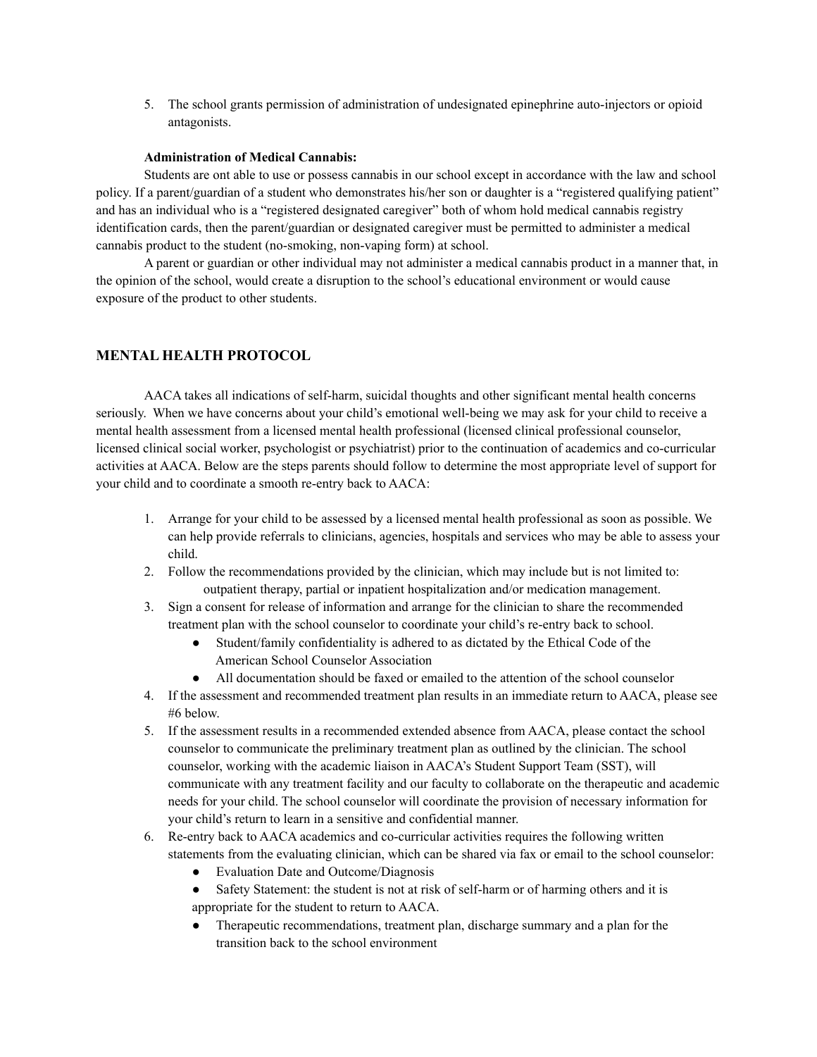5. The school grants permission of administration of undesignated epinephrine auto-injectors or opioid antagonists.

**Administration of Medical Cannabis:**

Students are ont able to use or possess cannabis in our school except in accordance with the law and school policy. If a parent/guardian of a student who demonstrates his/her son or daughter is a "registered qualifying patient" and has an individual who is a "registered designated caregiver" both of whom hold medical cannabis registry identification cards, then the parent/guardian or designated caregiver must be permitted to administer a medical cannabis product to the student (no-smoking, non-vaping form) at school.

A parent or guardian or other individual may not administer a medical cannabis product in a manner that, in the opinion of the school, would create a disruption to the school's educational environment or would cause exposure of the product to other students.

## MENTAL HEALTH PROTOCOL

AACA takes all indications of self-harm, suicidal thoughts and other significant mental health concerns seriously. When we have concerns about your child's emotional well-being we may ask for your child to receive a mental health assessment from a licensed mental health professional (licensed clinical professional counselor, licensed clinical social worker, psychologist or psychiatrist) prior to the continuation of academics and co-curricular activities at AACA. Below are the steps parents should follow to determine the most appropriate level of support for your child and to coordinate a smooth re-entry back to AACA:

1. Arrange for your child to be assessed by a licensed mental health professional as soon as possible. We can help provide referrals to clinicians, agencies, hospitals and services who may be able to assess your child.
2. Follow the recommendations provided by the clinician, which may include but is not limited to: outpatient therapy, partial or inpatient hospitalization and/or medication management.
3. Sign a consent for release of information and arrange for the clinician to share the recommended treatment plan with the school counselor to coordinate your child's re-entry back to school.
   - Student/family confidentiality is adhered to as dictated by the Ethical Code of the American School Counselor Association
   - All documentation should be faxed or emailed to the attention of the school counselor
4. If the assessment and recommended treatment plan results in an immediate return to AACA, please see #6 below.
5. If the assessment results in a recommended extended absence from AACA, please contact the school counselor to communicate the preliminary treatment plan as outlined by the clinician. The school counselor, working with the academic liaison in AACA's Student Support Team (SST), will communicate with any treatment facility and our faculty to collaborate on the therapeutic and academic needs for your child. The school counselor will coordinate the provision of necessary information for your child's return to learn in a sensitive and confidential manner.
6. Re-entry back to AACA academics and co-curricular activities requires the following written statements from the evaluating clinician, which can be shared via fax or email to the school counselor:
   - Evaluation Date and Outcome/Diagnosis
   - Safety Statement: the student is not at risk of self-harm or of harming others and it is appropriate for the student to return to AACA.
   - Therapeutic recommendations, treatment plan, discharge summary and a plan for the transition back to the school environment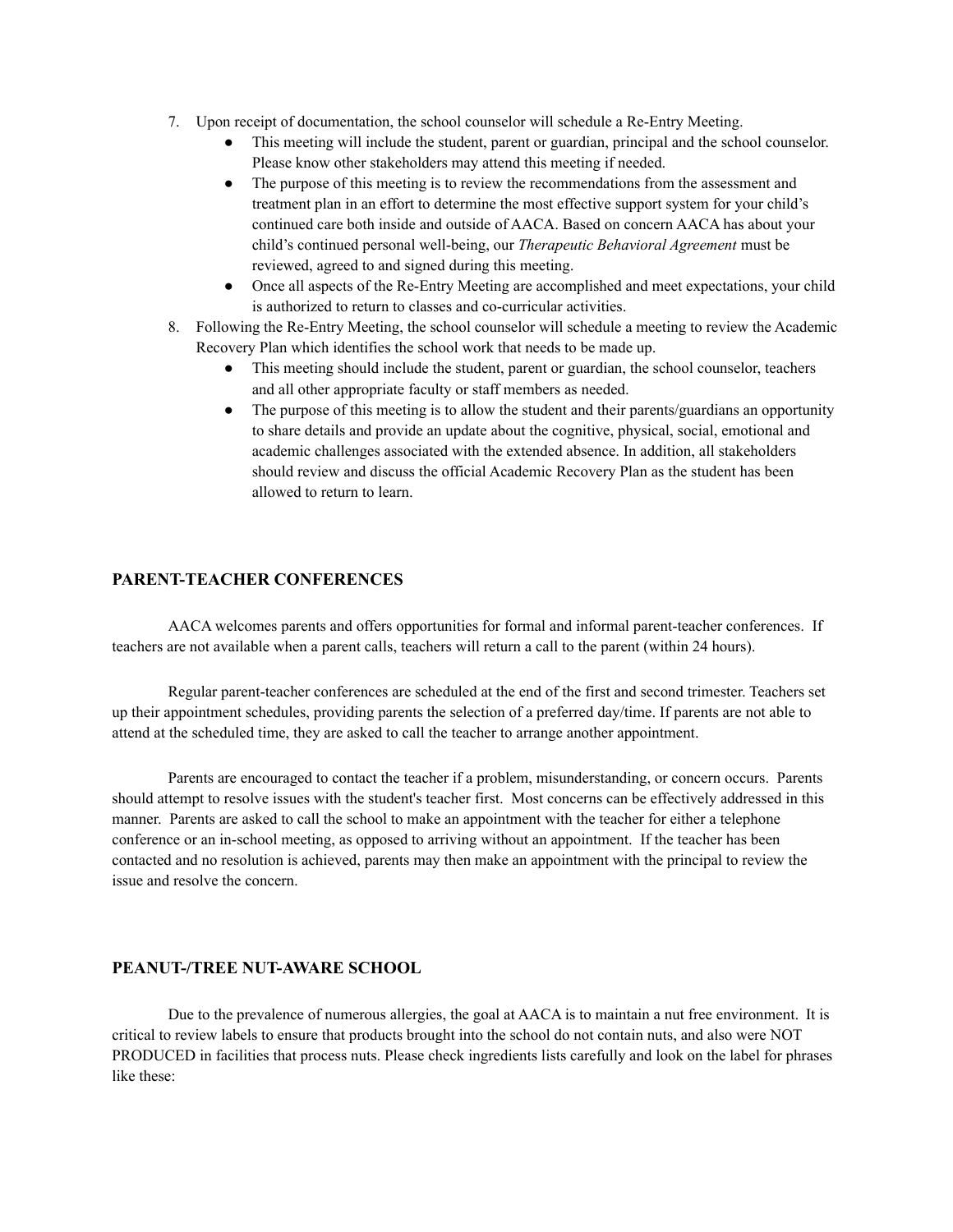7. Upon receipt of documentation, the school counselor will schedule a Re-Entry Meeting.
   - This meeting will include the student, parent or guardian, principal and the school counselor. Please know other stakeholders may attend this meeting if needed.
   - The purpose of this meeting is to review the recommendations from the assessment and treatment plan in an effort to determine the most effective support system for your child's continued care both inside and outside of AACA. Based on concern AACA has about your child's continued personal well-being, our *Therapeutic Behavioral Agreement* must be reviewed, agreed to and signed during this meeting.
   - Once all aspects of the Re-Entry Meeting are accomplished and meet expectations, your child is authorized to return to classes and co-curricular activities.
8. Following the Re-Entry Meeting, the school counselor will schedule a meeting to review the Academic Recovery Plan which identifies the school work that needs to be made up.
   - This meeting should include the student, parent or guardian, the school counselor, teachers and all other appropriate faculty or staff members as needed.
   - The purpose of this meeting is to allow the student and their parents/guardians an opportunity to share details and provide an update about the cognitive, physical, social, emotional and academic challenges associated with the extended absence. In addition, all stakeholders should review and discuss the official Academic Recovery Plan as the student has been allowed to return to learn.

## PARENT-TEACHER CONFERENCES

AACA welcomes parents and offers opportunities for formal and informal parent-teacher conferences. If teachers are not available when a parent calls, teachers will return a call to the parent (within 24 hours).

Regular parent-teacher conferences are scheduled at the end of the first and second trimester. Teachers set up their appointment schedules, providing parents the selection of a preferred day/time. If parents are not able to attend at the scheduled time, they are asked to call the teacher to arrange another appointment.

Parents are encouraged to contact the teacher if a problem, misunderstanding, or concern occurs. Parents should attempt to resolve issues with the student's teacher first. Most concerns can be effectively addressed in this manner. Parents are asked to call the school to make an appointment with the teacher for either a telephone conference or an in-school meeting, as opposed to arriving without an appointment. If the teacher has been contacted and no resolution is achieved, parents may then make an appointment with the principal to review the issue and resolve the concern.

## PEANUT-/TREE NUT-AWARE SCHOOL

Due to the prevalence of numerous allergies, the goal at AACA is to maintain a nut free environment. It is critical to review labels to ensure that products brought into the school do not contain nuts, and also were NOT PRODUCED in facilities that process nuts. Please check ingredients lists carefully and look on the label for phrases like these: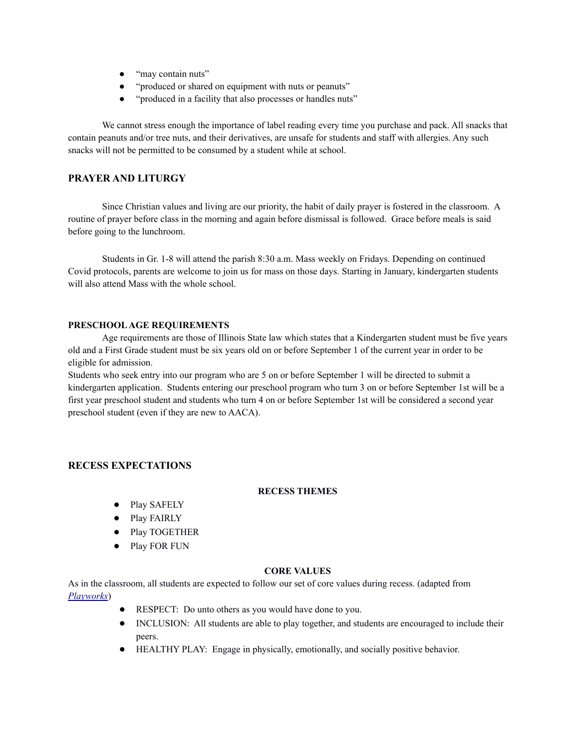- "may contain nuts"
- "produced or shared on equipment with nuts or peanuts"
- "produced in a facility that also processes or handles nuts"

We cannot stress enough the importance of label reading every time you purchase and pack. All snacks that contain peanuts and/or tree nuts, and their derivatives, are unsafe for students and staff with allergies. Any such snacks will not be permitted to be consumed by a student while at school.

## PRAYER AND LITURGY

Since Christian values and living are our priority, the habit of daily prayer is fostered in the classroom. A routine of prayer before class in the morning and again before dismissal is followed. Grace before meals is said before going to the lunchroom.

Students in Gr. 1-8 will attend the parish 8:30 a.m. Mass weekly on Fridays. Depending on continued Covid protocols, parents are welcome to join us for mass on those days. Starting in January, kindergarten students will also attend Mass with the whole school.

### PRESCHOOL AGE REQUIREMENTS

Age requirements are those of Illinois State law which states that a Kindergarten student must be five years old and a First Grade student must be six years old on or before September 1 of the current year in order to be eligible for admission.

Students who seek entry into our program who are 5 on or before September 1 will be directed to submit a kindergarten application. Students entering our preschool program who turn 3 on or before September 1st will be a first year preschool student and students who turn 4 on or before September 1st will be considered a second year preschool student (even if they are new to AACA).

## RECESS EXPECTATIONS

### RECESS THEMES

- Play SAFELY
- Play FAIRLY
- Play TOGETHER
- Play FOR FUN

### CORE VALUES

As in the classroom, all students are expected to follow our set of core values during recess. (adapted from *Playworks*)

- RESPECT: Do unto others as you would have done to you.
- INCLUSION: All students are able to play together, and students are encouraged to include their peers.
- HEALTHY PLAY: Engage in physically, emotionally, and socially positive behavior.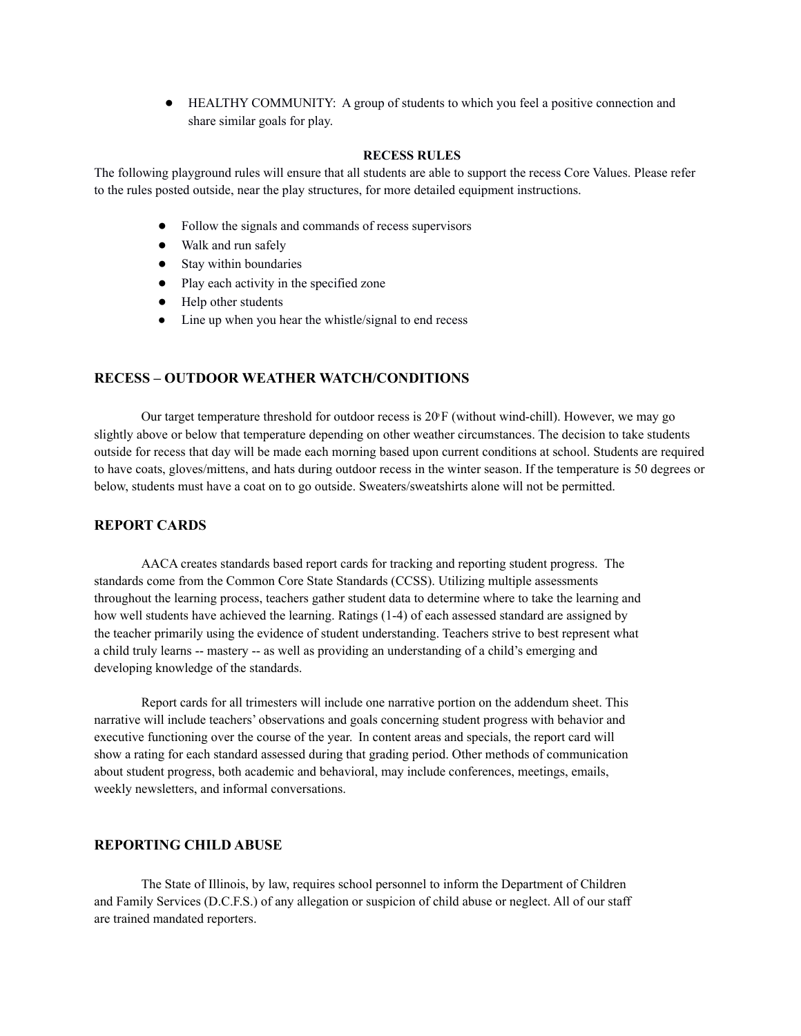- HEALTHY COMMUNITY: A group of students to which you feel a positive connection and share similar goals for play.

**RECESS RULES**

The following playground rules will ensure that all students are able to support the recess Core Values. Please refer to the rules posted outside, near the play structures, for more detailed equipment instructions.

- Follow the signals and commands of recess supervisors
- Walk and run safely
- Stay within boundaries
- Play each activity in the specified zone
- Help other students
- Line up when you hear the whistle/signal to end recess

## RECESS – OUTDOOR WEATHER WATCH/CONDITIONS

Our target temperature threshold for outdoor recess is 20°F (without wind-chill). However, we may go slightly above or below that temperature depending on other weather circumstances. The decision to take students outside for recess that day will be made each morning based upon current conditions at school. Students are required to have coats, gloves/mittens, and hats during outdoor recess in the winter season. If the temperature is 50 degrees or below, students must have a coat on to go outside. Sweaters/sweatshirts alone will not be permitted.

## REPORT CARDS

AACA creates standards based report cards for tracking and reporting student progress. The standards come from the Common Core State Standards (CCSS). Utilizing multiple assessments throughout the learning process, teachers gather student data to determine where to take the learning and how well students have achieved the learning. Ratings (1-4) of each assessed standard are assigned by the teacher primarily using the evidence of student understanding. Teachers strive to best represent what a child truly learns -- mastery -- as well as providing an understanding of a child's emerging and developing knowledge of the standards.

Report cards for all trimesters will include one narrative portion on the addendum sheet. This narrative will include teachers' observations and goals concerning student progress with behavior and executive functioning over the course of the year. In content areas and specials, the report card will show a rating for each standard assessed during that grading period. Other methods of communication about student progress, both academic and behavioral, may include conferences, meetings, emails, weekly newsletters, and informal conversations.

## REPORTING CHILD ABUSE

The State of Illinois, by law, requires school personnel to inform the Department of Children and Family Services (D.C.F.S.) of any allegation or suspicion of child abuse or neglect. All of our staff are trained mandated reporters.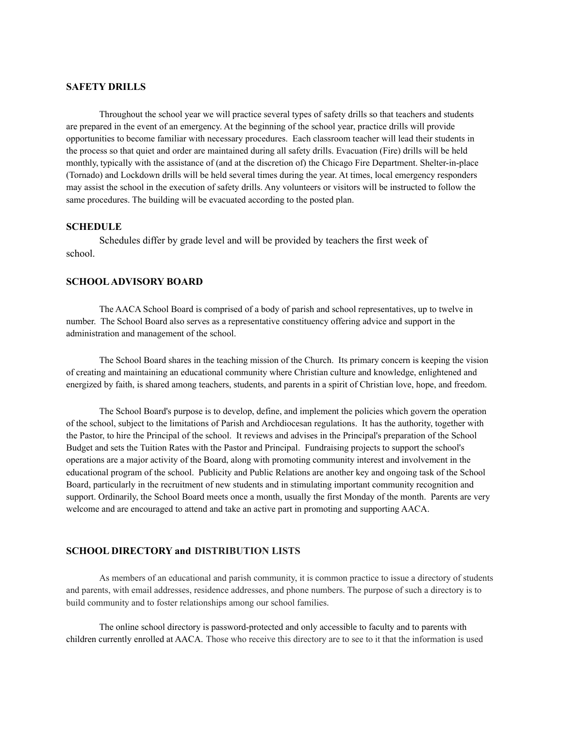**SAFETY DRILLS**

Throughout the school year we will practice several types of safety drills so that teachers and students are prepared in the event of an emergency. At the beginning of the school year, practice drills will provide opportunities to become familiar with necessary procedures. Each classroom teacher will lead their students in the process so that quiet and order are maintained during all safety drills. Evacuation (Fire) drills will be held monthly, typically with the assistance of (and at the discretion of) the Chicago Fire Department. Shelter-in-place (Tornado) and Lockdown drills will be held several times during the year. At times, local emergency responders may assist the school in the execution of safety drills. Any volunteers or visitors will be instructed to follow the same procedures. The building will be evacuated according to the posted plan.

**SCHEDULE**

Schedules differ by grade level and will be provided by teachers the first week of school.

**SCHOOL ADVISORY BOARD**

The AACA School Board is comprised of a body of parish and school representatives, up to twelve in number. The School Board also serves as a representative constituency offering advice and support in the administration and management of the school.

The School Board shares in the teaching mission of the Church. Its primary concern is keeping the vision of creating and maintaining an educational community where Christian culture and knowledge, enlightened and energized by faith, is shared among teachers, students, and parents in a spirit of Christian love, hope, and freedom.

The School Board's purpose is to develop, define, and implement the policies which govern the operation of the school, subject to the limitations of Parish and Archdiocesan regulations. It has the authority, together with the Pastor, to hire the Principal of the school. It reviews and advises in the Principal's preparation of the School Budget and sets the Tuition Rates with the Pastor and Principal. Fundraising projects to support the school's operations are a major activity of the Board, along with promoting community interest and involvement in the educational program of the school. Publicity and Public Relations are another key and ongoing task of the School Board, particularly in the recruitment of new students and in stimulating important community recognition and support. Ordinarily, the School Board meets once a month, usually the first Monday of the month. Parents are very welcome and are encouraged to attend and take an active part in promoting and supporting AACA.

**SCHOOL DIRECTORY and DISTRIBUTION LISTS**

As members of an educational and parish community, it is common practice to issue a directory of students and parents, with email addresses, residence addresses, and phone numbers. The purpose of such a directory is to build community and to foster relationships among our school families.

The online school directory is password-protected and only accessible to faculty and to parents with children currently enrolled at AACA. Those who receive this directory are to see to it that the information is used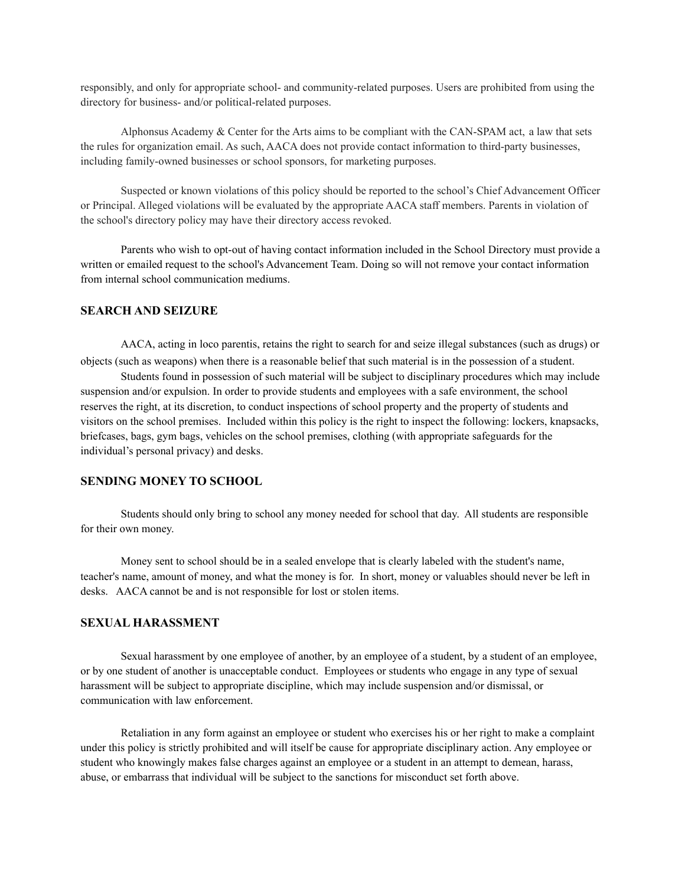responsibly, and only for appropriate school- and community-related purposes. Users are prohibited from using the directory for business- and/or political-related purposes.

Alphonsus Academy & Center for the Arts aims to be compliant with the CAN-SPAM act, a law that sets the rules for organization email. As such, AACA does not provide contact information to third-party businesses, including family-owned businesses or school sponsors, for marketing purposes.

Suspected or known violations of this policy should be reported to the school's Chief Advancement Officer or Principal. Alleged violations will be evaluated by the appropriate AACA staff members. Parents in violation of the school's directory policy may have their directory access revoked.

Parents who wish to opt-out of having contact information included in the School Directory must provide a written or emailed request to the school's Advancement Team. Doing so will not remove your contact information from internal school communication mediums.

## SEARCH AND SEIZURE

AACA, acting in loco parentis, retains the right to search for and seize illegal substances (such as drugs) or objects (such as weapons) when there is a reasonable belief that such material is in the possession of a student.

Students found in possession of such material will be subject to disciplinary procedures which may include suspension and/or expulsion. In order to provide students and employees with a safe environment, the school reserves the right, at its discretion, to conduct inspections of school property and the property of students and visitors on the school premises. Included within this policy is the right to inspect the following: lockers, knapsacks, briefcases, bags, gym bags, vehicles on the school premises, clothing (with appropriate safeguards for the individual's personal privacy) and desks.

## SENDING MONEY TO SCHOOL

Students should only bring to school any money needed for school that day. All students are responsible for their own money.

Money sent to school should be in a sealed envelope that is clearly labeled with the student's name, teacher's name, amount of money, and what the money is for. In short, money or valuables should never be left in desks. AACA cannot be and is not responsible for lost or stolen items.

## SEXUAL HARASSMENT

Sexual harassment by one employee of another, by an employee of a student, by a student of an employee, or by one student of another is unacceptable conduct. Employees or students who engage in any type of sexual harassment will be subject to appropriate discipline, which may include suspension and/or dismissal, or communication with law enforcement.

Retaliation in any form against an employee or student who exercises his or her right to make a complaint under this policy is strictly prohibited and will itself be cause for appropriate disciplinary action. Any employee or student who knowingly makes false charges against an employee or a student in an attempt to demean, harass, abuse, or embarrass that individual will be subject to the sanctions for misconduct set forth above.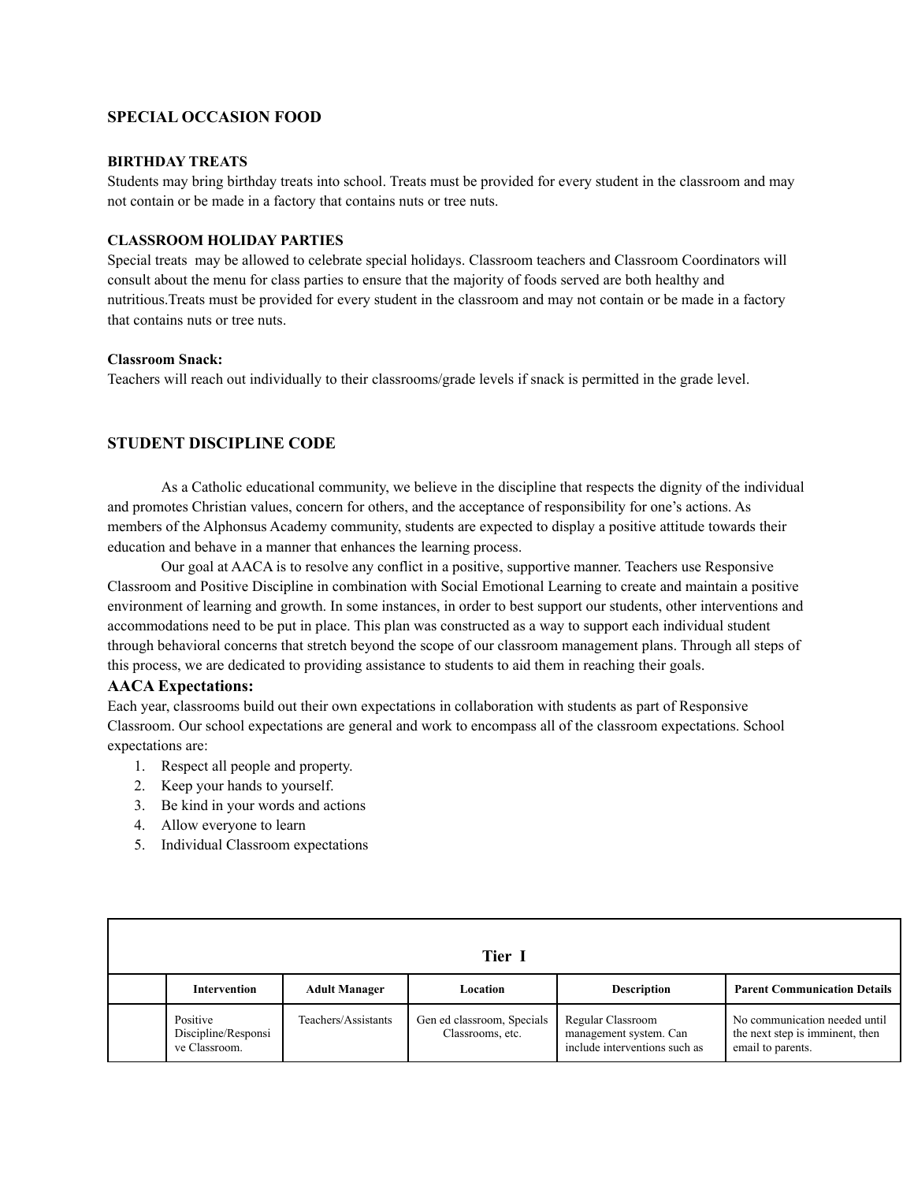## SPECIAL OCCASION FOOD

### BIRTHDAY TREATS

Students may bring birthday treats into school. Treats must be provided for every student in the classroom and may not contain or be made in a factory that contains nuts or tree nuts.

### CLASSROOM HOLIDAY PARTIES

Special treats  may be allowed to celebrate special holidays. Classroom teachers and Classroom Coordinators will consult about the menu for class parties to ensure that the majority of foods served are both healthy and nutritious.Treats must be provided for every student in the classroom and may not contain or be made in a factory that contains nuts or tree nuts.

### Classroom Snack:

Teachers will reach out individually to their classrooms/grade levels if snack is permitted in the grade level.

## STUDENT DISCIPLINE CODE

As a Catholic educational community, we believe in the discipline that respects the dignity of the individual and promotes Christian values, concern for others, and the acceptance of responsibility for one's actions. As members of the Alphonsus Academy community, students are expected to display a positive attitude towards their education and behave in a manner that enhances the learning process.

Our goal at AACA is to resolve any conflict in a positive, supportive manner. Teachers use Responsive Classroom and Positive Discipline in combination with Social Emotional Learning to create and maintain a positive environment of learning and growth. In some instances, in order to best support our students, other interventions and accommodations need to be put in place. This plan was constructed as a way to support each individual student through behavioral concerns that stretch beyond the scope of our classroom management plans. Through all steps of this process, we are dedicated to providing assistance to students to aid them in reaching their goals.

### AACA Expectations:

Each year, classrooms build out their own expectations in collaboration with students as part of Responsive Classroom. Our school expectations are general and work to encompass all of the classroom expectations. School expectations are:

1. Respect all people and property.
2. Keep your hands to yourself.
3. Be kind in your words and actions
4. Allow everyone to learn
5. Individual Classroom expectations

| Tier I | | | | | |
|---|---|---|---|---|---|
| | **Intervention** | **Adult Manager** | **Location** | **Description** | **Parent Communication Details** |
| | Positive Discipline/Responsive Classroom. | Teachers/Assistants | Gen ed classroom, Specials Classrooms, etc. | Regular Classroom management system. Can include interventions such as | No communication needed until the next step is imminent, then email to parents. |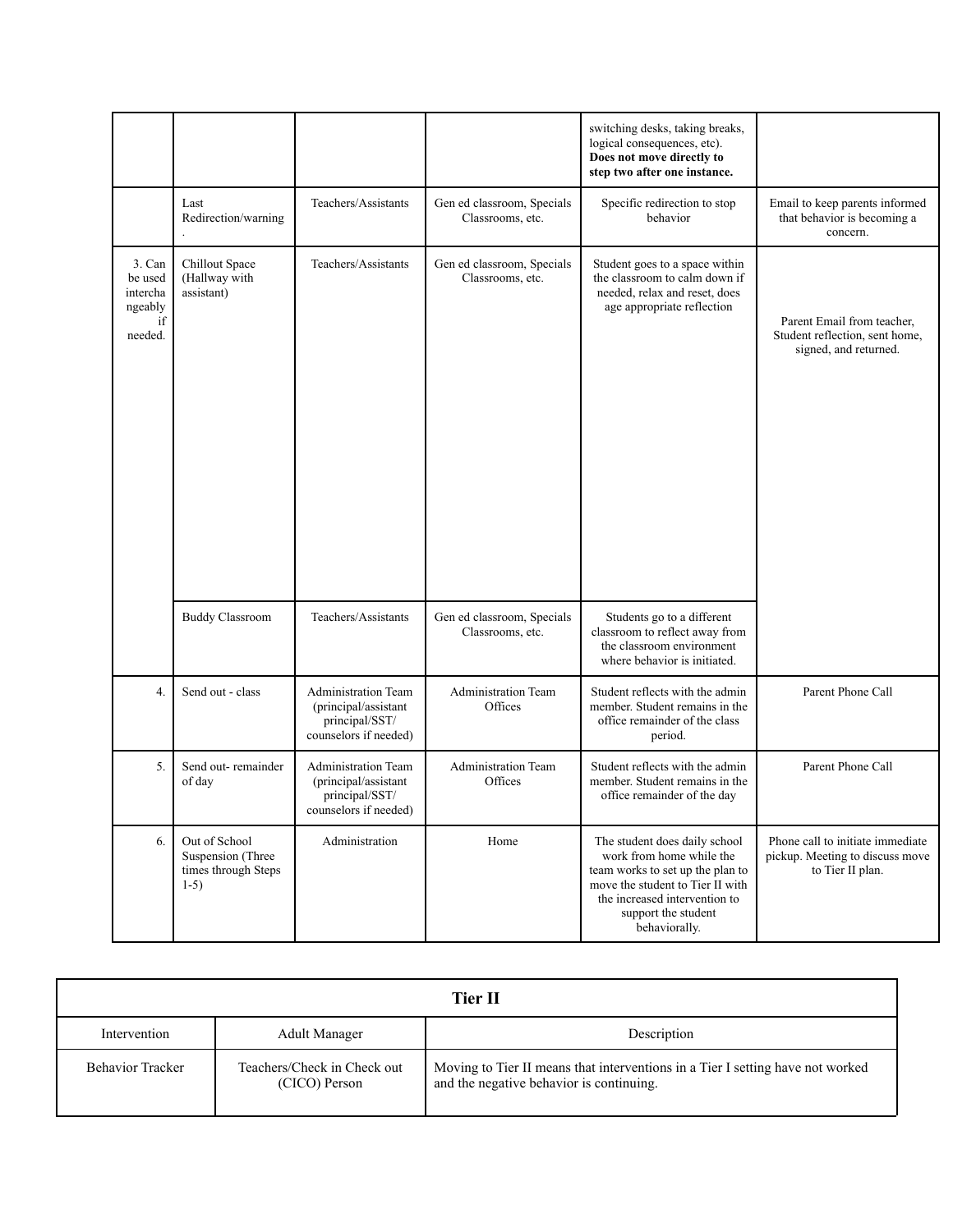| | | | | switching desks, taking breaks, logical consequences, etc). **Does not move directly to step two after one instance.** | |
|---|---|---|---|---|---|
| | Last Redirection/warning . | Teachers/Assistants | Gen ed classroom, Specials Classrooms, etc. | Specific redirection to stop behavior | Email to keep parents informed that behavior is becoming a concern. |
| 3. Can be used interchangeably if needed. | Chillout Space (Hallway with assistant) | Teachers/Assistants | Gen ed classroom, Specials Classrooms, etc. | Student goes to a space within the classroom to calm down if needed, relax and reset, does age appropriate reflection | Parent Email from teacher, Student reflection, sent home, signed, and returned. |
| | Buddy Classroom | Teachers/Assistants | Gen ed classroom, Specials Classrooms, etc. | Students go to a different classroom to reflect away from the classroom environment where behavior is initiated. | |
| 4. | Send out - class | Administration Team (principal/assistant principal/SST/ counselors if needed) | Administration Team Offices | Student reflects with the admin member. Student remains in the office remainder of the class period. | Parent Phone Call |
| 5. | Send out- remainder of day | Administration Team (principal/assistant principal/SST/ counselors if needed) | Administration Team Offices | Student reflects with the admin member. Student remains in the office remainder of the day | Parent Phone Call |
| 6. | Out of School Suspension (Three times through Steps 1-5) | Administration | Home | The student does daily school work from home while the team works to set up the plan to move the student to Tier II with the increased intervention to support the student behaviorally. | Phone call to initiate immediate pickup. Meeting to discuss move to Tier II plan. |

| **Tier II** | | |
|---|---|---|
| Intervention | Adult Manager | Description |
| Behavior Tracker | Teachers/Check in Check out (CICO) Person | Moving to Tier II means that interventions in a Tier I setting have not worked and the negative behavior is continuing. |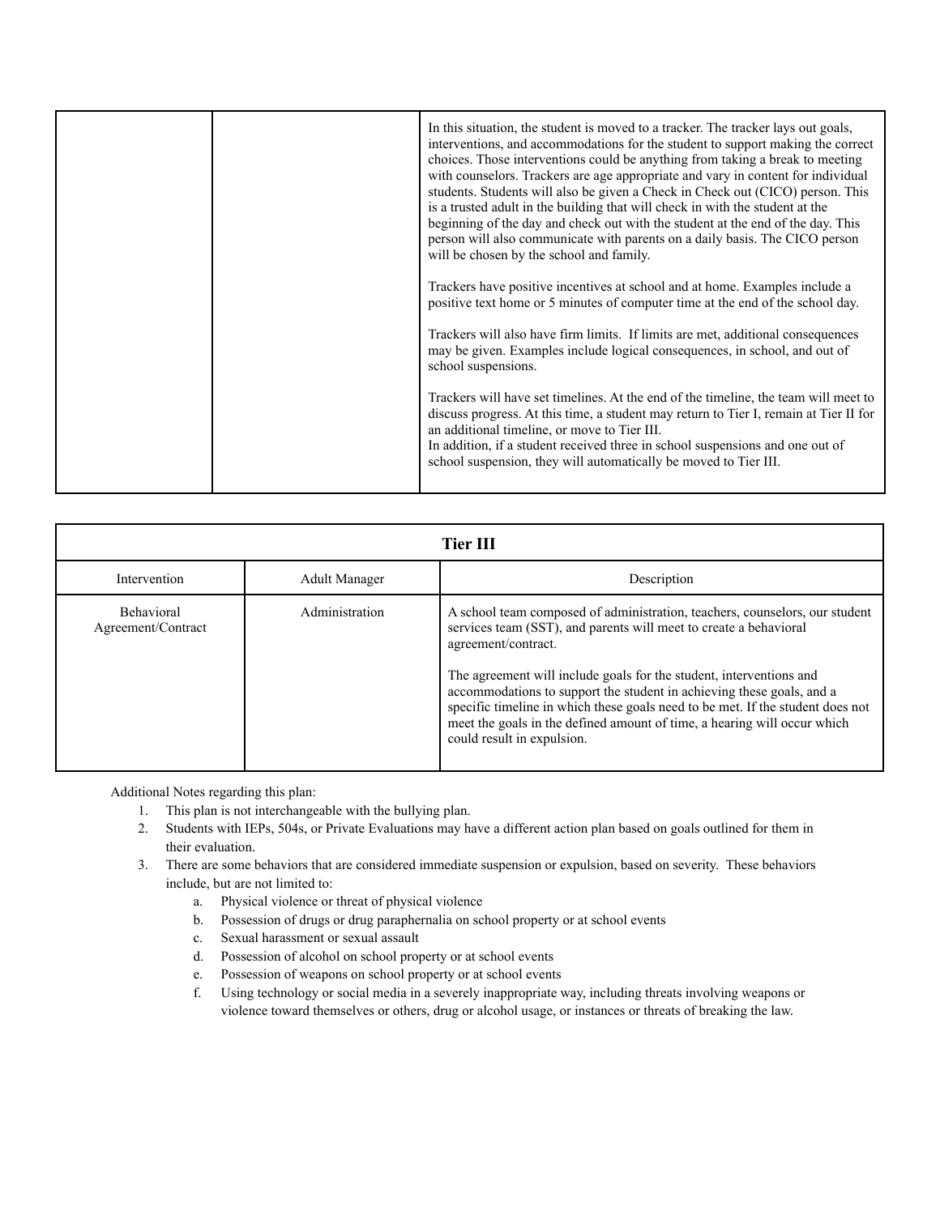|  |  |  |
|---|---|---|
|  |  | In this situation, the student is moved to a tracker. The tracker lays out goals, interventions, and accommodations for the student to support making the correct choices. Those interventions could be anything from taking a break to meeting with counselors. Trackers are age appropriate and vary in content for individual students. Students will also be given a Check in Check out (CICO) person. This is a trusted adult in the building that will check in with the student at the beginning of the day and check out with the student at the end of the day. This person will also communicate with parents on a daily basis. The CICO person will be chosen by the school and family.<br><br>Trackers have positive incentives at school and at home. Examples include a positive text home or 5 minutes of computer time at the end of the school day.<br><br>Trackers will also have firm limits. If limits are met, additional consequences may be given. Examples include logical consequences, in school, and out of school suspensions.<br><br>Trackers will have set timelines. At the end of the timeline, the team will meet to discuss progress. At this time, a student may return to Tier I, remain at Tier II for an additional timeline, or move to Tier III.<br>In addition, if a student received three in school suspensions and one out of school suspension, they will automatically be moved to Tier III. |

| **Tier III** | | |
|---|---|---|
| Intervention | Adult Manager | Description |
| Behavioral Agreement/Contract | Administration | A school team composed of administration, teachers, counselors, our student services team (SST), and parents will meet to create a behavioral agreement/contract.<br><br>The agreement will include goals for the student, interventions and accommodations to support the student in achieving these goals, and a specific timeline in which these goals need to be met. If the student does not meet the goals in the defined amount of time, a hearing will occur which could result in expulsion. |

Additional Notes regarding this plan:

1. This plan is not interchangeable with the bullying plan.
2. Students with IEPs, 504s, or Private Evaluations may have a different action plan based on goals outlined for them in their evaluation.
3. There are some behaviors that are considered immediate suspension or expulsion, based on severity. These behaviors include, but are not limited to:
   a. Physical violence or threat of physical violence
   b. Possession of drugs or drug paraphernalia on school property or at school events
   c. Sexual harassment or sexual assault
   d. Possession of alcohol on school property or at school events
   e. Possession of weapons on school property or at school events
   f. Using technology or social media in a severely inappropriate way, including threats involving weapons or violence toward themselves or others, drug or alcohol usage, or instances or threats of breaking the law.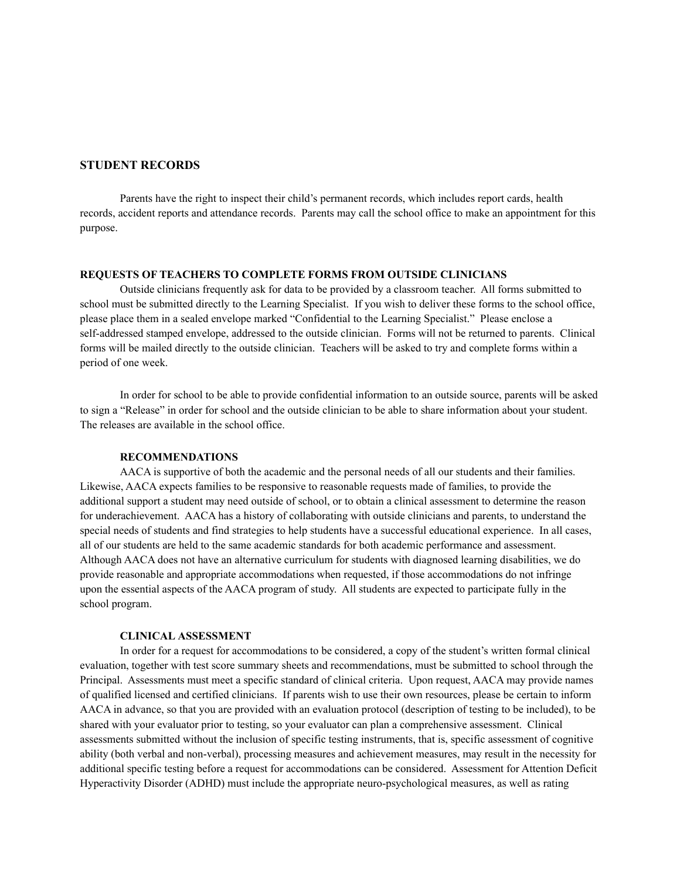## STUDENT RECORDS

Parents have the right to inspect their child's permanent records, which includes report cards, health records, accident reports and attendance records. Parents may call the school office to make an appointment for this purpose.

### REQUESTS OF TEACHERS TO COMPLETE FORMS FROM OUTSIDE CLINICIANS

Outside clinicians frequently ask for data to be provided by a classroom teacher. All forms submitted to school must be submitted directly to the Learning Specialist. If you wish to deliver these forms to the school office, please place them in a sealed envelope marked "Confidential to the Learning Specialist." Please enclose a self-addressed stamped envelope, addressed to the outside clinician. Forms will not be returned to parents. Clinical forms will be mailed directly to the outside clinician. Teachers will be asked to try and complete forms within a period of one week.

In order for school to be able to provide confidential information to an outside source, parents will be asked to sign a "Release" in order for school and the outside clinician to be able to share information about your student. The releases are available in the school office.

#### RECOMMENDATIONS

AACA is supportive of both the academic and the personal needs of all our students and their families. Likewise, AACA expects families to be responsive to reasonable requests made of families, to provide the additional support a student may need outside of school, or to obtain a clinical assessment to determine the reason for underachievement. AACA has a history of collaborating with outside clinicians and parents, to understand the special needs of students and find strategies to help students have a successful educational experience. In all cases, all of our students are held to the same academic standards for both academic performance and assessment. Although AACA does not have an alternative curriculum for students with diagnosed learning disabilities, we do provide reasonable and appropriate accommodations when requested, if those accommodations do not infringe upon the essential aspects of the AACA program of study. All students are expected to participate fully in the school program.

#### CLINICAL ASSESSMENT

In order for a request for accommodations to be considered, a copy of the student's written formal clinical evaluation, together with test score summary sheets and recommendations, must be submitted to school through the Principal. Assessments must meet a specific standard of clinical criteria. Upon request, AACA may provide names of qualified licensed and certified clinicians. If parents wish to use their own resources, please be certain to inform AACA in advance, so that you are provided with an evaluation protocol (description of testing to be included), to be shared with your evaluator prior to testing, so your evaluator can plan a comprehensive assessment. Clinical assessments submitted without the inclusion of specific testing instruments, that is, specific assessment of cognitive ability (both verbal and non-verbal), processing measures and achievement measures, may result in the necessity for additional specific testing before a request for accommodations can be considered. Assessment for Attention Deficit Hyperactivity Disorder (ADHD) must include the appropriate neuro-psychological measures, as well as rating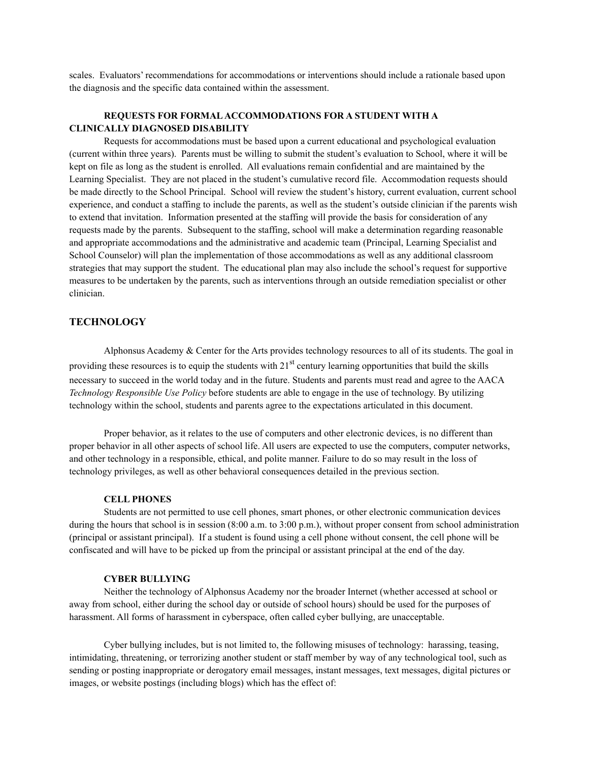scales. Evaluators' recommendations for accommodations or interventions should include a rationale based upon the diagnosis and the specific data contained within the assessment.

### REQUESTS FOR FORMAL ACCOMMODATIONS FOR A STUDENT WITH A CLINICALLY DIAGNOSED DISABILITY

Requests for accommodations must be based upon a current educational and psychological evaluation (current within three years). Parents must be willing to submit the student's evaluation to School, where it will be kept on file as long as the student is enrolled. All evaluations remain confidential and are maintained by the Learning Specialist. They are not placed in the student's cumulative record file. Accommodation requests should be made directly to the School Principal. School will review the student's history, current evaluation, current school experience, and conduct a staffing to include the parents, as well as the student's outside clinician if the parents wish to extend that invitation. Information presented at the staffing will provide the basis for consideration of any requests made by the parents. Subsequent to the staffing, school will make a determination regarding reasonable and appropriate accommodations and the administrative and academic team (Principal, Learning Specialist and School Counselor) will plan the implementation of those accommodations as well as any additional classroom strategies that may support the student. The educational plan may also include the school's request for supportive measures to be undertaken by the parents, such as interventions through an outside remediation specialist or other clinician.

## TECHNOLOGY

Alphonsus Academy & Center for the Arts provides technology resources to all of its students. The goal in providing these resources is to equip the students with 21st century learning opportunities that build the skills necessary to succeed in the world today and in the future. Students and parents must read and agree to the AACA *Technology Responsible Use Policy* before students are able to engage in the use of technology. By utilizing technology within the school, students and parents agree to the expectations articulated in this document.

Proper behavior, as it relates to the use of computers and other electronic devices, is no different than proper behavior in all other aspects of school life. All users are expected to use the computers, computer networks, and other technology in a responsible, ethical, and polite manner. Failure to do so may result in the loss of technology privileges, as well as other behavioral consequences detailed in the previous section.

### CELL PHONES

Students are not permitted to use cell phones, smart phones, or other electronic communication devices during the hours that school is in session (8:00 a.m. to 3:00 p.m.), without proper consent from school administration (principal or assistant principal). If a student is found using a cell phone without consent, the cell phone will be confiscated and will have to be picked up from the principal or assistant principal at the end of the day.

### CYBER BULLYING

Neither the technology of Alphonsus Academy nor the broader Internet (whether accessed at school or away from school, either during the school day or outside of school hours) should be used for the purposes of harassment. All forms of harassment in cyberspace, often called cyber bullying, are unacceptable.

Cyber bullying includes, but is not limited to, the following misuses of technology: harassing, teasing, intimidating, threatening, or terrorizing another student or staff member by way of any technological tool, such as sending or posting inappropriate or derogatory email messages, instant messages, text messages, digital pictures or images, or website postings (including blogs) which has the effect of: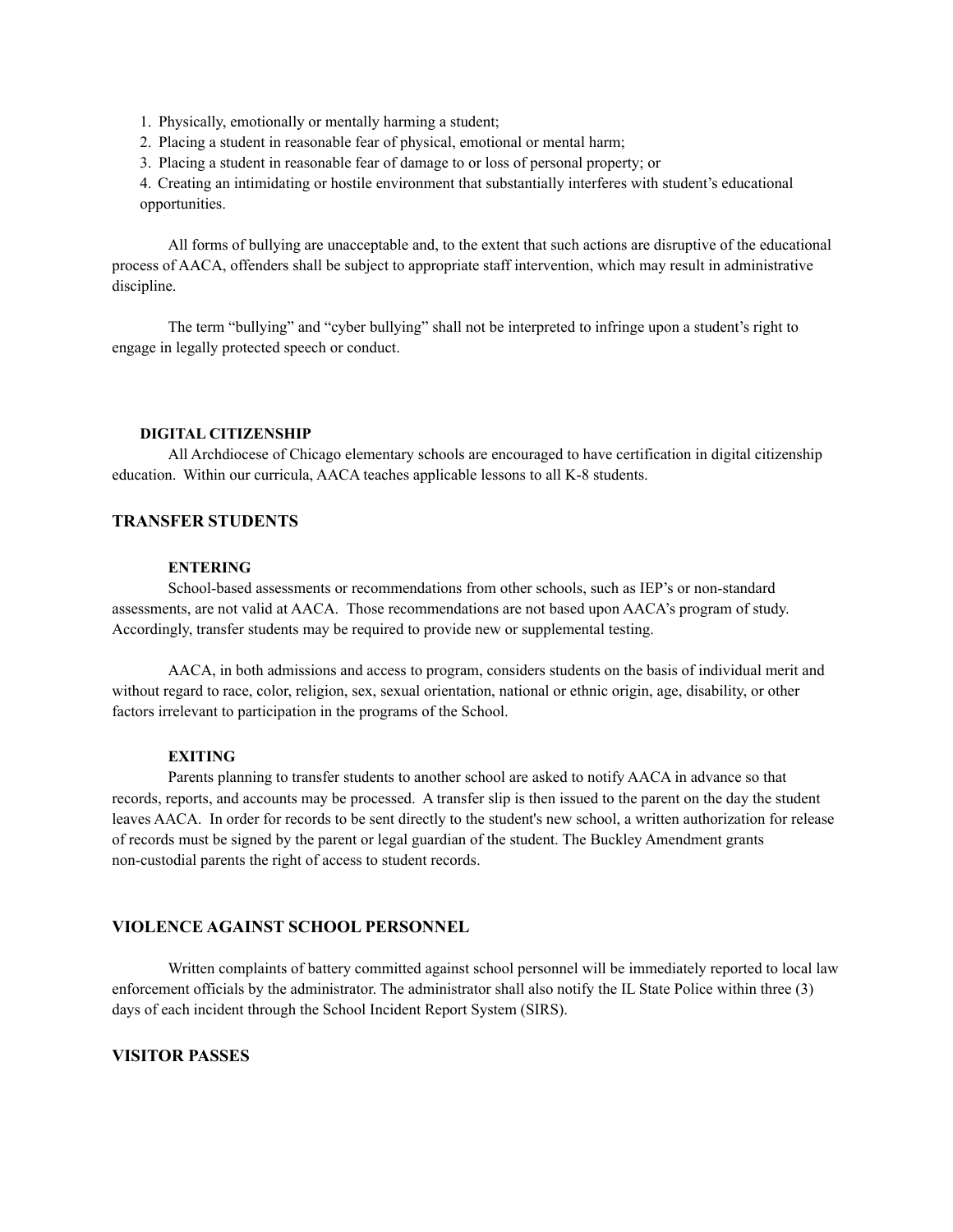1. Physically, emotionally or mentally harming a student;
2. Placing a student in reasonable fear of physical, emotional or mental harm;
3. Placing a student in reasonable fear of damage to or loss of personal property; or
4. Creating an intimidating or hostile environment that substantially interferes with student's educational opportunities.

All forms of bullying are unacceptable and, to the extent that such actions are disruptive of the educational process of AACA, offenders shall be subject to appropriate staff intervention, which may result in administrative discipline.

The term "bullying" and "cyber bullying" shall not be interpreted to infringe upon a student's right to engage in legally protected speech or conduct.

### DIGITAL CITIZENSHIP

All Archdiocese of Chicago elementary schools are encouraged to have certification in digital citizenship education. Within our curricula, AACA teaches applicable lessons to all K-8 students.

## TRANSFER STUDENTS

### ENTERING

School-based assessments or recommendations from other schools, such as IEP's or non-standard assessments, are not valid at AACA. Those recommendations are not based upon AACA's program of study. Accordingly, transfer students may be required to provide new or supplemental testing.

AACA, in both admissions and access to program, considers students on the basis of individual merit and without regard to race, color, religion, sex, sexual orientation, national or ethnic origin, age, disability, or other factors irrelevant to participation in the programs of the School.

### EXITING

Parents planning to transfer students to another school are asked to notify AACA in advance so that records, reports, and accounts may be processed. A transfer slip is then issued to the parent on the day the student leaves AACA. In order for records to be sent directly to the student's new school, a written authorization for release of records must be signed by the parent or legal guardian of the student. The Buckley Amendment grants non-custodial parents the right of access to student records.

## VIOLENCE AGAINST SCHOOL PERSONNEL

Written complaints of battery committed against school personnel will be immediately reported to local law enforcement officials by the administrator. The administrator shall also notify the IL State Police within three (3) days of each incident through the School Incident Report System (SIRS).

## VISITOR PASSES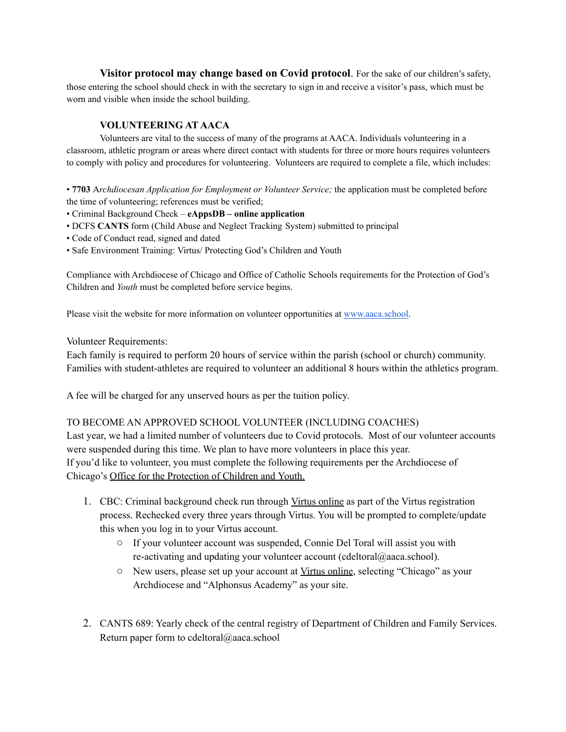**Visitor protocol may change based on Covid protocol**. For the sake of our children's safety, those entering the school should check in with the secretary to sign in and receive a visitor's pass, which must be worn and visible when inside the school building.

**VOLUNTEERING AT AACA**

Volunteers are vital to the success of many of the programs at AACA. Individuals volunteering in a classroom, athletic program or areas where direct contact with students for three or more hours requires volunteers to comply with policy and procedures for volunteering. Volunteers are required to complete a file, which includes:

- **7703** A*rchdiocesan Application for Employment or Volunteer Service;* the application must be completed before the time of volunteering; references must be verified;
- Criminal Background Check – **eAppsDB – online application**
- DCFS **CANTS** form (Child Abuse and Neglect Tracking System) submitted to principal
- Code of Conduct read, signed and dated
- Safe Environment Training: Virtus/ Protecting God's Children and Youth

Compliance with Archdiocese of Chicago and Office of Catholic Schools requirements for the Protection of God's Children and *Youth* must be completed before service begins.

Please visit the website for more information on volunteer opportunities at [www.aaca.school](www.aaca.school).

Volunteer Requirements:
Each family is required to perform 20 hours of service within the parish (school or church) community. Families with student-athletes are required to volunteer an additional 8 hours within the athletics program.

A fee will be charged for any unserved hours as per the tuition policy.

TO BECOME AN APPROVED SCHOOL VOLUNTEER (INCLUDING COACHES)
Last year, we had a limited number of volunteers due to Covid protocols. Most of our volunteer accounts were suspended during this time. We plan to have more volunteers in place this year.
If you'd like to volunteer, you must complete the following requirements per the Archdiocese of Chicago's Office for the Protection of Children and Youth.

1. CBC: Criminal background check run through Virtus online as part of the Virtus registration process. Rechecked every three years through Virtus. You will be prompted to complete/update this when you log in to your Virtus account.
   - If your volunteer account was suspended, Connie Del Toral will assist you with re-activating and updating your volunteer account (cdeltoral@aaca.school).
   - New users, please set up your account at Virtus online, selecting "Chicago" as your Archdiocese and "Alphonsus Academy" as your site.

2. CANTS 689: Yearly check of the central registry of Department of Children and Family Services. Return paper form to cdeltoral@aaca.school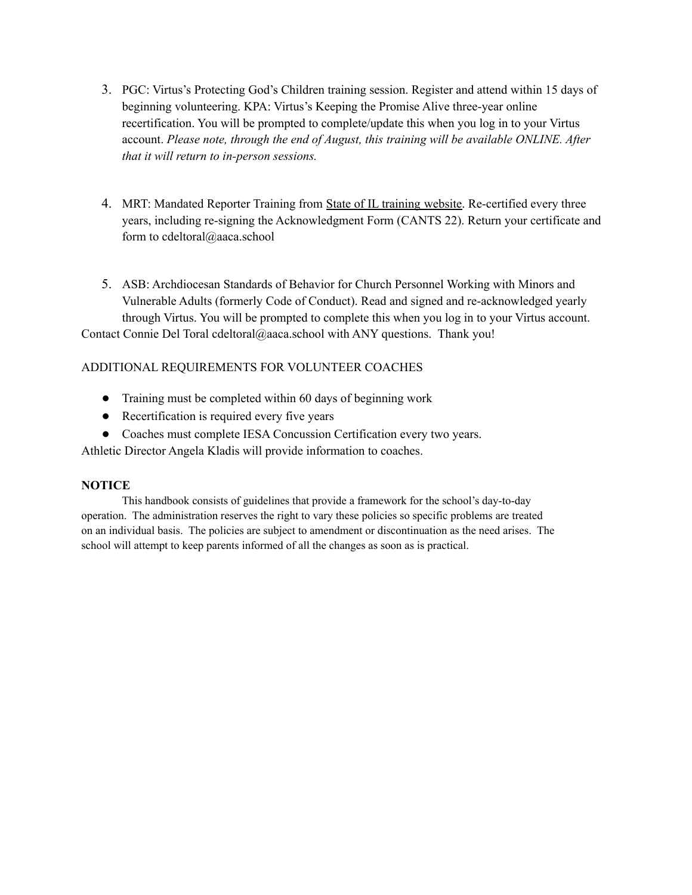3. PGC: Virtus's Protecting God's Children training session. Register and attend within 15 days of beginning volunteering. KPA: Virtus's Keeping the Promise Alive three-year online recertification. You will be prompted to complete/update this when you log in to your Virtus account. *Please note, through the end of August, this training will be available ONLINE. After that it will return to in-person sessions.*

4. MRT: Mandated Reporter Training from State of IL training website. Re-certified every three years, including re-signing the Acknowledgment Form (CANTS 22). Return your certificate and form to cdeltoral@aaca.school

5. ASB: Archdiocesan Standards of Behavior for Church Personnel Working with Minors and Vulnerable Adults (formerly Code of Conduct). Read and signed and re-acknowledged yearly through Virtus. You will be prompted to complete this when you log in to your Virtus account.

Contact Connie Del Toral cdeltoral@aaca.school with ANY questions. Thank you!

ADDITIONAL REQUIREMENTS FOR VOLUNTEER COACHES

- Training must be completed within 60 days of beginning work
- Recertification is required every five years
- Coaches must complete IESA Concussion Certification every two years.

Athletic Director Angela Kladis will provide information to coaches.

**NOTICE**

This handbook consists of guidelines that provide a framework for the school's day-to-day operation. The administration reserves the right to vary these policies so specific problems are treated on an individual basis. The policies are subject to amendment or discontinuation as the need arises. The school will attempt to keep parents informed of all the changes as soon as is practical.